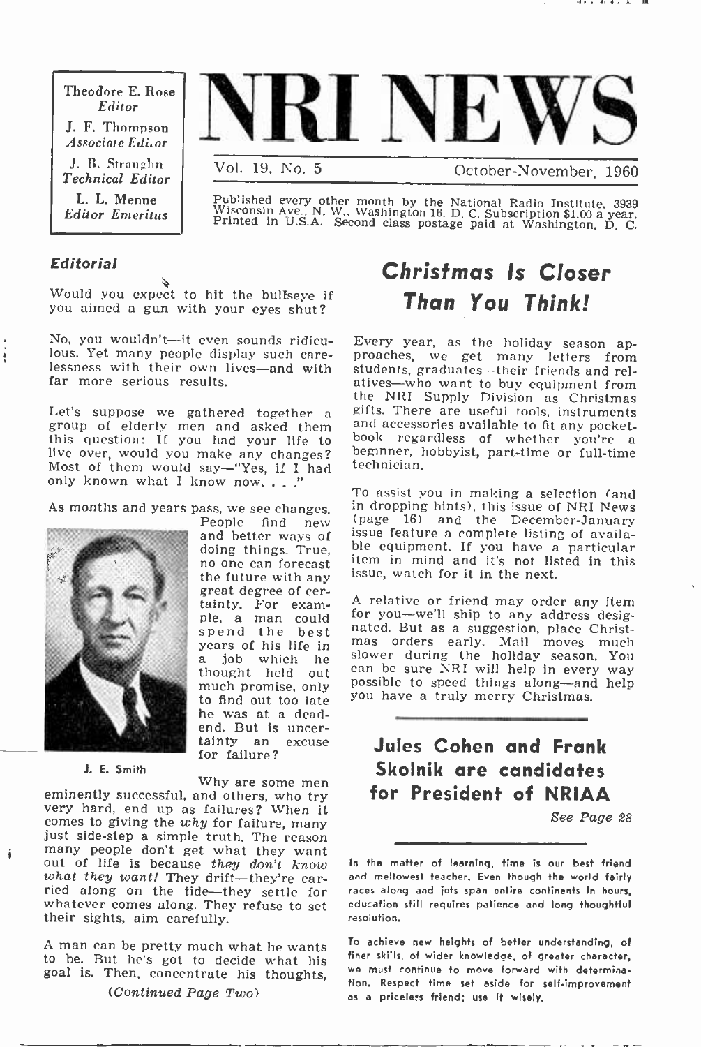Theodore E. Rose
*Editor*

J. F. Thompson
*Associate Editor*

J. B. Straughn
*Technical Editor*

L. L. Menne
*Editor Emeritus*

# NRI NEWS

Vol. 19, No. 5 — October-November, 1960

Published every other month by the National Radio Institute, 3939 Wisconsin Ave., N. W., Washington 16, D. C. Subscription $1.00 a year. Printed in U.S.A. Second class postage paid at Washington, D. C.

### *Editorial*

Would you expect to hit the bullseye if you aimed a gun with your eyes shut?

No, you wouldn't—it even sounds ridiculous. Yet many people display such carelessness with their own lives—and with far more serious results.

Let's suppose we gathered together a group of elderly men and asked them this question: If you had your life to live over, would you make any changes? Most of them would say—"Yes, if I had only known what I know now. . . ."

As months and years pass, we see changes. People find new and better ways of doing things. True, no one can forecast the future with any great degree of certainty. For example, a man could spend the best years of his life in a job which he thought held out much promise, only to find out too late he was at a dead-end. But is uncertainty an excuse for failure?

J. E. Smith

Why are some men eminently successful, and others, who try very hard, end up as failures? When it comes to giving the *why* for failure, many just side-step a simple truth. The reason many people don't get what they want out of life is because *they don't know what they want!* They drift—they're carried along on the tide—they settle for whatever comes along. They refuse to set their sights, aim carefully.

A man can be pretty much what he wants to be. But he's got to decide what his goal is. Then, concentrate his thoughts,

*(Continued Page Two)*

## *Christmas Is Closer Than You Think!*

Every year, as the holiday season approaches, we get many letters from students, graduates—their friends and relatives—who want to buy equipment from the NRI Supply Division as Christmas gifts. There are useful tools, instruments and accessories available to fit any pocketbook regardless of whether you're a beginner, hobbyist, part-time or full-time technician.

To assist you in making a selection (and in dropping hints), this issue of NRI News (page 16) and the December-January issue feature a complete listing of available equipment. If you have a particular item in mind and it's not listed in this issue, watch for it in the next.

A relative or friend may order any item for you—we'll ship to any address designated. But as a suggestion, place Christmas orders early. Mail moves much slower during the holiday season. You can be sure NRI will help in every way possible to speed things along—and help you have a truly merry Christmas.

## Jules Cohen and Frank Skolnik are candidates for President of NRIAA

*See Page 28*

In the matter of learning, time is our best friend and mellowest teacher. Even though the world fairly races along and jets span entire continents in hours, education still requires patience and long thoughtful resolution.

To achieve new heights of better understanding, of finer skills, of wider knowledge, of greater character, we must continue to move forward with determination. Respect time set aside for self-improvement as a priceless friend; use it wisely.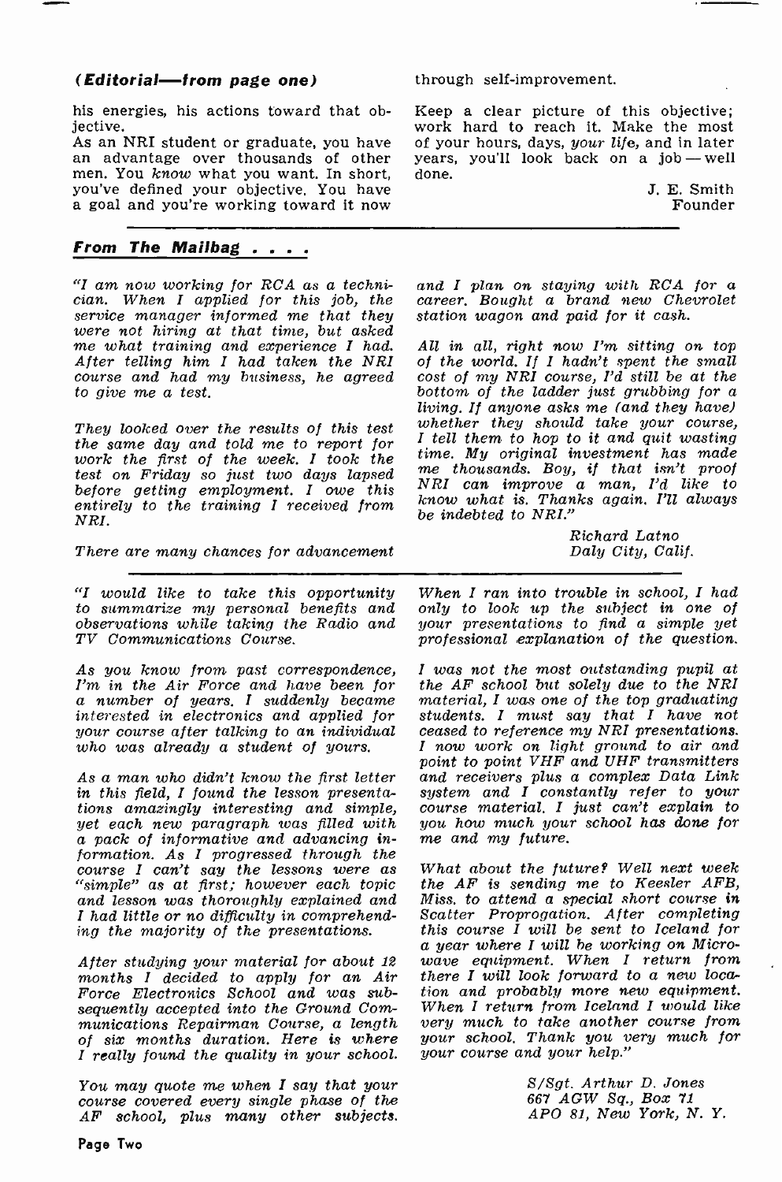**(Editorial—from page one)**

his energies, his actions toward that objective.

As an NRI student or graduate, you have an advantage over thousands of other men. You *know* what you want. In short, you've defined your objective. You have a goal and you're working toward it now through self-improvement.

Keep a clear picture of this objective; work hard to reach it. Make the most of your hours, days, *your life*, and in later years, you'll look back on a job — well done.

J. E. Smith
Founder

---

## From The Mailbag . . . .

*"I am now working for RCA as a technician. When I applied for this job, the service manager informed me that they were not hiring at that time, but asked me what training and experience I had. After telling him I had taken the NRI course and had my business, he agreed to give me a test.*

*They looked over the results of this test the same day and told me to report for work the first of the week. I took the test on Friday so just two days lapsed before getting employment. I owe this entirely to the training I received from NRI.*

*There are many chances for advancement and I plan on staying with RCA for a career. Bought a brand new Chevrolet station wagon and paid for it cash.*

*All in all, right now I'm sitting on top of the world. If I hadn't spent the small cost of my NRI course, I'd still be at the bottom of the ladder just grubbing for a living. If anyone asks me (and they have) whether they should take your course, I tell them to hop to it and quit wasting time. My original investment has made me thousands. Boy, if that isn't proof NRI can improve a man, I'd like to know what is. Thanks again. I'll always be indebted to NRI."*

*Richard Latno*
*Daly City, Calif.*

---

*"I would like to take this opportunity to summarize my personal benefits and observations while taking the Radio and TV Communications Course.*

*As you know from past correspondence, I'm in the Air Force and have been for a number of years. I suddenly became interested in electronics and applied for your course after talking to an individual who was already a student of yours.*

*As a man who didn't know the first letter in this field, I found the lesson presentations amazingly interesting and simple, yet each new paragraph was filled with a pack of informative and advancing information. As I progressed through the course I can't say the lessons were as "simple" as at first; however each topic and lesson was thoroughly explained and I had little or no difficulty in comprehending the majority of the presentations.*

*After studying your material for about 12 months I decided to apply for an Air Force Electronics School and was subsequently accepted into the Ground Communications Repairman Course, a length of six months duration. Here is where I really found the quality in your school.*

*You may quote me when I say that your course covered every single phase of the AF school, plus many other subjects. When I ran into trouble in school, I had only to look up the subject in one of your presentations to find a simple yet professional explanation of the question.*

*I was not the most outstanding pupil at the AF school but solely due to the NRI material, I was one of the top graduating students. I must say that I have not ceased to reference my NRI presentations. I now work on light ground to air and point to point VHF and UHF transmitters and receivers plus a complex Data Link system and I constantly refer to your course material. I just can't explain to you how much your school has done for me and my future.*

*What about the future? Well next week the AF is sending me to Keesler AFB, Miss. to attend a special short course in Scatter Propogation. After completing this course I will be sent to Iceland for a year where I will be working on Microwave equipment. When I return from there I will look forward to a new location and probably more new equipment. When I return from Iceland I would like very much to take another course from your school. Thank you very much for your course and your help."*

*S/Sgt. Arthur D. Jones*
*667 AGW Sq., Box 71*
*APO 81, New York, N. Y.*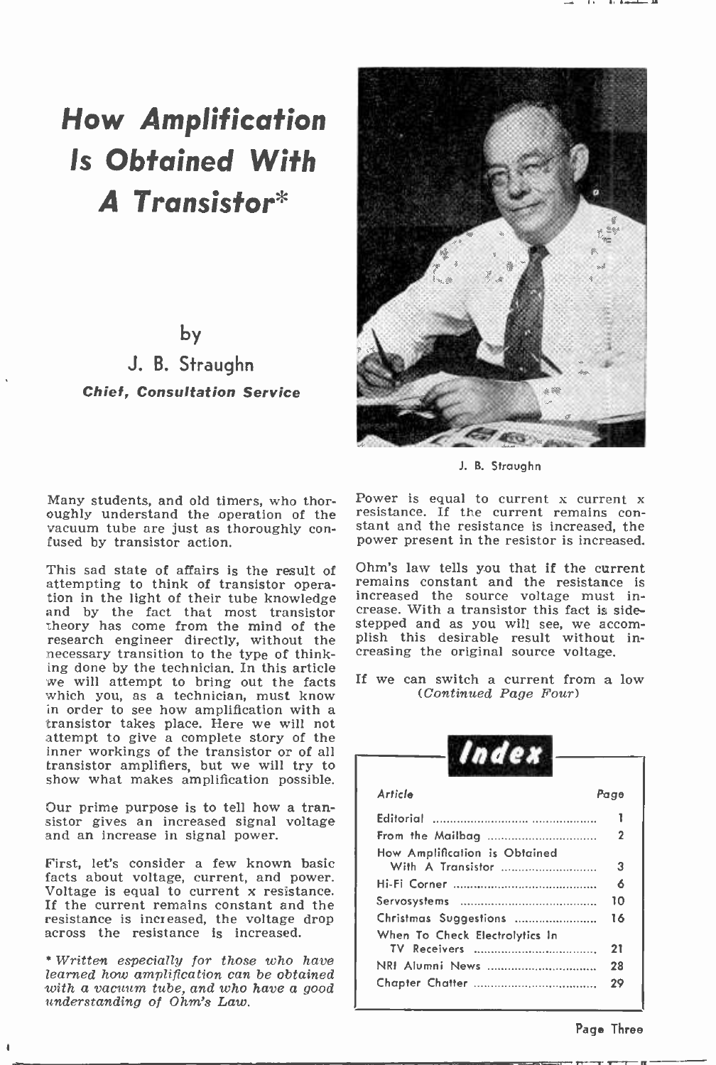# How Amplification Is Obtained With A Transistor*

by

J. B. Straughn

***Chief, Consultation Service***

J. B. Straughn

Many students, and old timers, who thoroughly understand the operation of the vacuum tube are just as thoroughly confused by transistor action.

This sad state of affairs is the result of attempting to think of transistor operation in the light of their tube knowledge and by the fact that most transistor theory has come from the mind of the research engineer directly, without the necessary transition to the type of thinking done by the technician. In this article we will attempt to bring out the facts which you, as a technician, must know in order to see how amplification with a transistor takes place. Here we will not attempt to give a complete story of the inner workings of the transistor or of all transistor amplifiers, but we will try to show what makes amplification possible.

Our prime purpose is to tell how a transistor gives an increased signal voltage and an increase in signal power.

First, let's consider a few known basic facts about voltage, current, and power. Voltage is equal to current x resistance. If the current remains constant and the resistance is increased, the voltage drop across the resistance is increased.

*\* Written especially for those who have learned how amplification can be obtained with a vacuum tube, and who have a good understanding of Ohm's Law.*

Power is equal to current x current x resistance. If the current remains constant and the resistance is increased, the power present in the resistor is increased.

Ohm's law tells you that if the current remains constant and the resistance is increased the source voltage must increase. With a transistor this fact is sidestepped and as you will see, we accomplish this desirable result without increasing the original source voltage.

If we can switch a current from a low *(Continued Page Four)*

## Index

| Article | Page |
|---|---|
| Editorial | 1 |
| From the Mailbag | 2 |
| How Amplification is Obtained With A Transistor | 3 |
| Hi-Fi Corner | 6 |
| Servosystems | 10 |
| Christmas Suggestions | 16 |
| When To Check Electrolytics In TV Receivers | 21 |
| NRI Alumni News | 28 |
| Chapter Chatter | 29 |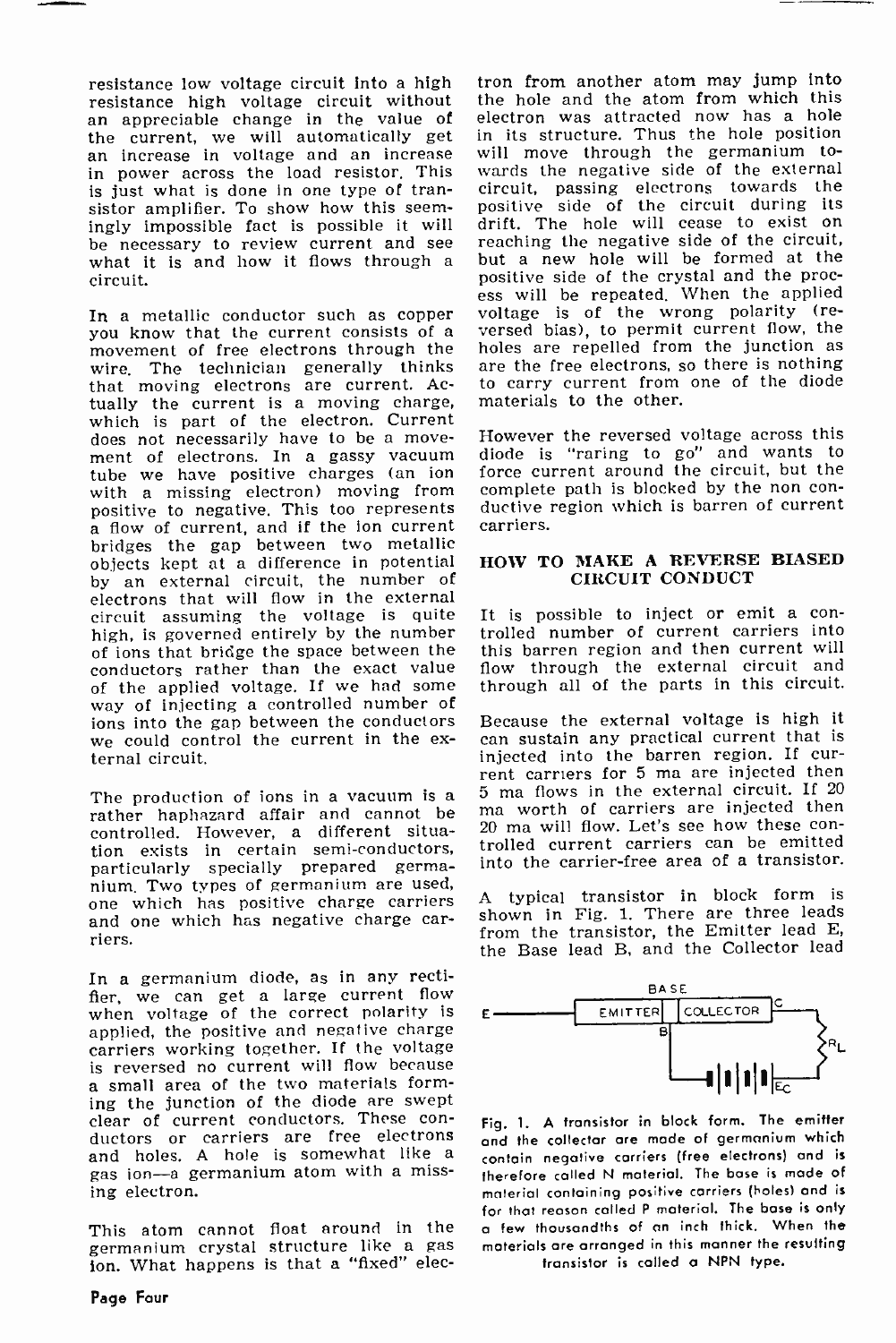resistance low voltage circuit into a high resistance high voltage circuit without an appreciable change in the value of the current, we will automatically get an increase in voltage and an increase in power across the load resistor. This is just what is done in one type of transistor amplifier. To show how this seemingly impossible fact is possible it will be necessary to review current and see what it is and how it flows through a circuit.

In a metallic conductor such as copper you know that the current consists of a movement of free electrons through the wire. The technician generally thinks that moving electrons are current. Actually the current is a moving charge, which is part of the electron. Current does not necessarily have to be a movement of electrons. In a gassy vacuum tube we have positive charges (an ion with a missing electron) moving from positive to negative. This too represents a flow of current, and if the ion current bridges the gap between two metallic objects kept at a difference in potential by an external circuit, the number of electrons that will flow in the external circuit assuming the voltage is quite high, is governed entirely by the number of ions that bridge the space between the conductors rather than the exact value of the applied voltage. If we had some way of injecting a controlled number of ions into the gap between the conductors we could control the current in the external circuit.

The production of ions in a vacuum is a rather haphazard affair and cannot be controlled. However, a different situation exists in certain semi-conductors, particularly specially prepared germanium. Two types of germanium are used, one which has positive charge carriers and one which has negative charge carriers.

In a germanium diode, as in any rectifier, we can get a large current flow when voltage of the correct polarity is applied, the positive and negative charge carriers working together. If the voltage is reversed no current will flow because a small area of the two materials forming the junction of the diode are swept clear of current conductors. These conductors or carriers are free electrons and holes. A hole is somewhat like a gas ion—a germanium atom with a missing electron.

This atom cannot float around in the germanium crystal structure like a gas ion. What happens is that a "fixed" electron from another atom may jump into the hole and the atom from which this electron was attracted now has a hole in its structure. Thus the hole position will move through the germanium towards the negative side of the external circuit, passing electrons towards the positive side of the circuit during its drift. The hole will cease to exist on reaching the negative side of the circuit, but a new hole will be formed at the positive side of the crystal and the process will be repeated. When the applied voltage is of the wrong polarity (reversed bias), to permit current flow, the holes are repelled from the junction as are the free electrons, so there is nothing to carry current from one of the diode materials to the other.

However the reversed voltage across this diode is "raring to go" and wants to force current around the circuit, but the complete path is blocked by the non conductive region which is barren of current carriers.

## HOW TO MAKE A REVERSE BIASED CIRCUIT CONDUCT

It is possible to inject or emit a controlled number of current carriers into this barren region and then current will flow through the external circuit and through all of the parts in this circuit.

Because the external voltage is high it can sustain any practical current that is injected into the barren region. If current carriers for 5 ma are injected then 5 ma flows in the external circuit. If 20 ma worth of carriers are injected then 20 ma will flow. Let's see how these controlled current carriers can be emitted into the carrier-free area of a transistor.

A typical transistor in block form is shown in Fig. 1. There are three leads from the transistor, the Emitter lead E, the Base lead B, and the Collector lead

Fig. 1. A transistor in block form. The emitter and the collector are made of germanium which contain negative carriers (free electrons) and is therefore called N material. The base is made of material containing positive carriers (holes) and is for that reason called P material. The base is only a few thousandths of an inch thick. When the materials are arranged in this manner the resulting transistor is called a NPN type.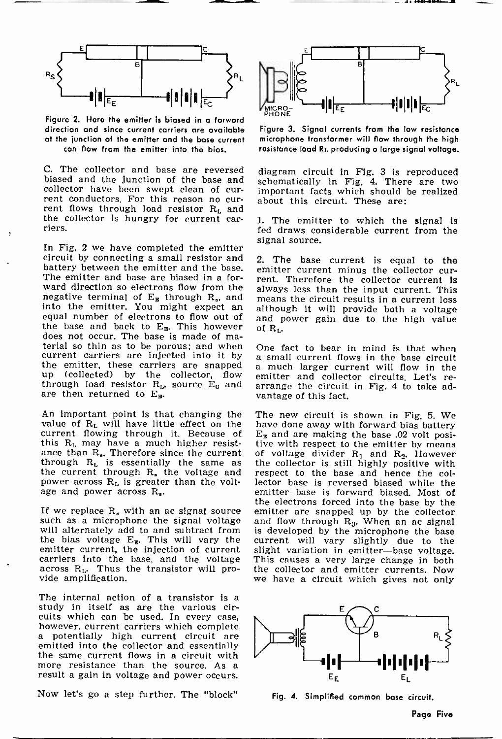Figure 2. Here the emitter is biased in a forward direction and since current carriers are available at the junction of the emitter and the base current con flow from the emitter into the bias.

Figure 3. Signal currents from the low resistance microphone transformer will flow through the high resistance load $R_L$ producing a large signal voltage.

C. The collector and base are reversed biased and the junction of the base and collector have been swept clean of current conductors. For this reason no current flows through load resistor $R_L$ and the collector is hungry for current carriers.

In Fig. 2 we have completed the emitter circuit by connecting a small resistor and battery between the emitter and the base. The emitter and base are biased in a forward direction so electrons flow from the negative terminal of $E_E$ through $R_s$, and into the emitter. You might expect an equal number of electrons to flow out of the base and back to $E_E$. This however does not occur. The base is made of material so thin as to be porous; and when current carriers are injected into it by the emitter, these carriers are snapped up (collected) by the collector, flow through load resistor $R_L$, source $E_C$ and are then returned to $E_E$.

An important point is that changing the value of $R_L$ will have little effect on the current flowing through it. Because of this $R_L$ may have a much higher resistance than $R_s$. Therefore since the current through $R_L$ is essentially the same as the current through $R_s$ the voltage and power across $R_L$ is greater than the voltage and power across $R_s$.

If we replace $R_s$ with an ac signal source such as a microphone the signal voltage will alternately add to and subtract from the bias voltage $E_E$. This will vary the emitter current, the injection of current carriers into the base, and the voltage across $R_L$. Thus the transistor will provide amplification.

The internal action of a transistor is a study in itself as are the various circuits which can be used. In every case, however, current carriers which complete a potentially high current circuit are emitted into the collector and essentially the same current flows in a circuit with more resistance than the source. As a result a gain in voltage and power occurs.

Now let's go a step further. The "block" diagram circuit in Fig. 3 is reproduced schematically in Fig. 4. There are two important facts which should be realized about this circuit. These are:

1. The emitter to which the signal is fed draws considerable current from the signal source.

2. The base current is equal to the emitter current minus the collector current. Therefore the collector current is always less than the input current. This means the circuit results in a current loss although it will provide both a voltage and power gain due to the high value of $R_L$.

One fact to bear in mind is that when a small current flows in the base circuit a much larger current will flow in the emitter and collector circuits. Let's rearrange the circuit in Fig. 4 to take advantage of this fact.

The new circuit is shown in Fig. 5. We have done away with forward bias battery $E_E$ and are making the base .02 volt positive with respect to the emitter by means of voltage divider $R_1$ and $R_2$. However the collector is still highly positive with respect to the base and hence the collector base is reversed biased while the emitter-base is forward biased. Most of the electrons forced into the base by the emitter are snapped up by the collector and flow through $R_3$. When an ac signal is developed by the microphone the base current will vary slightly due to the slight variation in emitter—base voltage. This causes a very large change in both the collector and emitter currents. Now we have a circuit which gives not only

Fig. 4. Simplified common base circuit.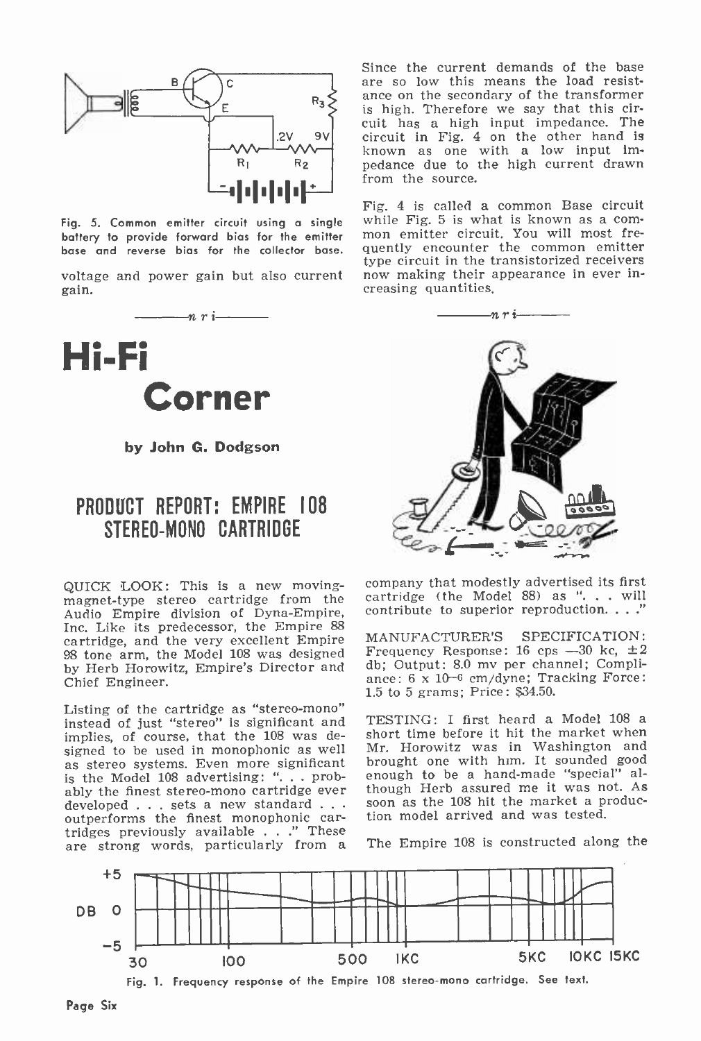Fig. 5. Common emitter circuit using a single battery to provide forward bias for the emitter base and reverse bias for the collector base.

voltage and power gain but also current gain.

Since the current demands of the base are so low this means the load resistance on the secondary of the transformer is high. Therefore we say that this circuit has a high input impedance. The circuit in Fig. 4 on the other hand is known as one with a low input impedance due to the high current drawn from the source.

Fig. 4 is called a common Base circuit while Fig. 5 is what is known as a common emitter circuit. You will most frequently encounter the common emitter type circuit in the transistorized receivers now making their appearance in ever increasing quantities.

# Hi-Fi Corner

**by John G. Dodgson**

## PRODUCT REPORT: EMPIRE 108 STEREO-MONO CARTRIDGE

QUICK LOOK: This is a new moving-magnet-type stereo cartridge from the Audio Empire division of Dyna-Empire, Inc. Like its predecessor, the Empire 88 cartridge, and the very excellent Empire 98 tone arm, the Model 108 was designed by Herb Horowitz, Empire's Director and Chief Engineer.

Listing of the cartridge as "stereo-mono" instead of just "stereo" is significant and implies, of course, that the 108 was designed to be used in monophonic as well as stereo systems. Even more significant is the Model 108 advertising: ". . . probably the finest stereo-mono cartridge ever developed . . . sets a new standard . . . outperforms the finest monophonic cartridges previously available . . ." These are strong words, particularly from a company that modestly advertised its first cartridge (the Model 88) as ". . . will contribute to superior reproduction. . . ."

MANUFACTURER'S SPECIFICATION: Frequency Response: 16 cps —30 kc, ±2 db; Output: 8.0 mv per channel; Compliance: $6 \times 10^{-6}$ cm/dyne; Tracking Force: 1.5 to 5 grams; Price: $34.50.

TESTING: I first heard a Model 108 a short time before it hit the market when Mr. Horowitz was in Washington and brought one with him. It sounded good enough to be a hand-made "special" although Herb assured me it was not. As soon as the 108 hit the market a production model arrived and was tested.

The Empire 108 is constructed along the

Fig. 1. Frequency response of the Empire 108 stereo-mono cartridge. See text.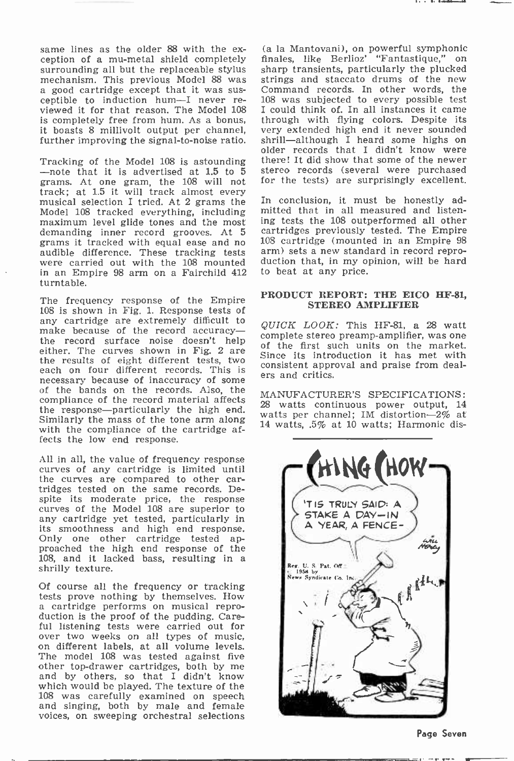same lines as the older 88 with the exception of a mu-metal shield completely surrounding all but the replaceable stylus mechanism. This previous Model 88 was a good cartridge except that it was susceptible to induction hum—I never reviewed it for that reason. The Model 108 is completely free from hum. As a bonus, it boasts 8 millivolt output per channel, further improving the signal-to-noise ratio.

Tracking of the Model 108 is astounding —note that it is advertised at 1.5 to 5 grams. At one gram, the 108 will not track; at 1.5 it will track almost every musical selection I tried. At 2 grams the Model 108 tracked everything, including maximum level glide tones and the most demanding inner record grooves. At 5 grams it tracked with equal ease and no audible difference. These tracking tests were carried out with the 108 mounted in an Empire 98 arm on a Fairchild 412 turntable.

The frequency response of the Empire 108 is shown in Fig. 1. Response tests of any cartridge are extremely difficult to make because of the record accuracy—the record surface noise doesn't help either. The curves shown in Fig. 2 are the results of eight different tests, two each on four different records. This is necessary because of inaccuracy of some of the bands on the records. Also, the compliance of the record material affects the response—particularly the high end. Similarly the mass of the tone arm along with the compliance of the cartridge affects the low end response.

All in all, the value of frequency response curves of any cartridge is limited until the curves are compared to other cartridges tested on the same records. Despite its moderate price, the response curves of the Model 108 are superior to any cartridge yet tested, particularly in its smoothness and high end response. Only one other cartridge tested approached the high end response of the 108, and it lacked bass, resulting in a shrilly texture.

Of course all the frequency or tracking tests prove nothing by themselves. How a cartridge performs on musical reproduction is the proof of the pudding. Careful listening tests were carried out for over two weeks on all types of music, on different labels, at all volume levels. The model 108 was tested against five other top-drawer cartridges, both by me and by others, so that I didn't know which would be played. The texture of the 108 was carefully examined on speech and singing, both by male and female voices, on sweeping orchestral selections (a la Mantovani), on powerful symphonic finales, like Berlioz' "Fantastique," on sharp transients, particularly the plucked strings and staccato drums of the new Command records. In other words, the 108 was subjected to every possible test I could think of. In all instances it came through with flying colors. Despite its very extended high end it never sounded shrill—although I heard some highs on older records that I didn't know were there! It did show that some of the newer stereo records (several were purchased for the tests) are surprisingly excellent.

In conclusion, it must be honestly admitted that in all measured and listening tests the 108 outperformed all other cartridges previously tested. The Empire 108 cartridge (mounted in an Empire 98 arm) sets a new standard in record reproduction that, in my opinion, will be hard to beat at any price.

## PRODUCT REPORT: THE EICO HF-81, STEREO AMPLIFIER

*QUICK LOOK:* This HF-81, a 28 watt complete stereo preamp-amplifier, was one of the first such units on the market. Since its introduction it has met with consistent approval and praise from dealers and critics.

MANUFACTURER'S SPECIFICATIONS: 28 watts continuous power output, 14 watts per channel; IM distortion—2% at 14 watts, .5% at 10 watts; Harmonic dis-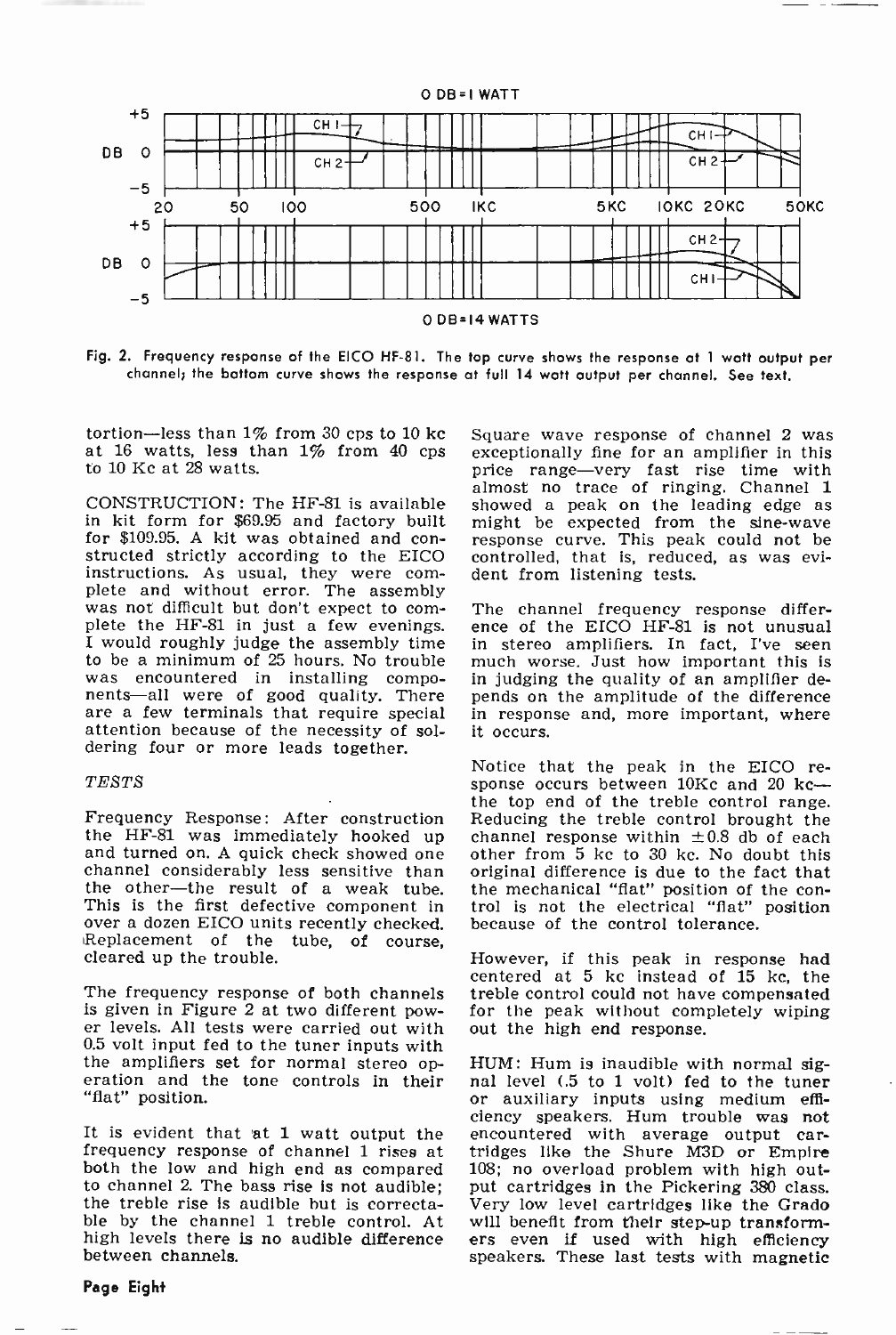0 DB = 1 WATT

0 DB = 14 WATTS

Fig. 2. Frequency response of the EICO HF-81. The top curve shows the response at 1 watt output per channel; the bottom curve shows the response at full 14 watt output per channel. See text.

tortion—less than 1% from 30 cps to 10 kc at 16 watts, less than 1% from 40 cps to 10 Kc at 28 watts.

CONSTRUCTION: The HF-81 is available in kit form for $69.95 and factory built for $109.95. A kit was obtained and constructed strictly according to the EICO instructions. As usual, they were complete and without error. The assembly was not difficult but don't expect to complete the HF-81 in just a few evenings. I would roughly judge the assembly time to be a minimum of 25 hours. No trouble was encountered in installing components—all were of good quality. There are a few terminals that require special attention because of the necessity of soldering four or more leads together.

*TESTS*

Frequency Response: After construction the HF-81 was immediately hooked up and turned on. A quick check showed one channel considerably less sensitive than the other—the result of a weak tube. This is the first defective component in over a dozen EICO units recently checked. Replacement of the tube, of course, cleared up the trouble.

The frequency response of both channels is given in Figure 2 at two different power levels. All tests were carried out with 0.5 volt input fed to the tuner inputs with the amplifiers set for normal stereo operation and the tone controls in their "flat" position.

It is evident that at 1 watt output the frequency response of channel 1 rises at both the low and high end as compared to channel 2. The bass rise is not audible; the treble rise is audible but is correctable by the channel 1 treble control. At high levels there is no audible difference between channels.

Square wave response of channel 2 was exceptionally fine for an amplifier in this price range—very fast rise time with almost no trace of ringing. Channel 1 showed a peak on the leading edge as might be expected from the sine-wave response curve. This peak could not be controlled, that is, reduced, as was evident from listening tests.

The channel frequency response difference of the EICO HF-81 is not unusual in stereo amplifiers. In fact, I've seen much worse. Just how important this is in judging the quality of an amplifier depends on the amplitude of the difference in response and, more important, where it occurs.

Notice that the peak in the EICO response occurs between 10Kc and 20 kc—the top end of the treble control range. Reducing the treble control brought the channel response within ±0.8 db of each other from 5 kc to 30 kc. No doubt this original difference is due to the fact that the mechanical "flat" position of the control is not the electrical "flat" position because of the control tolerance.

However, if this peak in response had centered at 5 kc instead of 15 kc, the treble control could not have compensated for the peak without completely wiping out the high end response.

HUM: Hum is inaudible with normal signal level (.5 to 1 volt) fed to the tuner or auxiliary inputs using medium efficiency speakers. Hum trouble was not encountered with average output cartridges like the Shure M3D or Empire 108; no overload problem with high output cartridges in the Pickering 380 class. Very low level cartridges like the Grado will benefit from their step-up transformers even if used with high efficiency speakers. These last tests with magnetic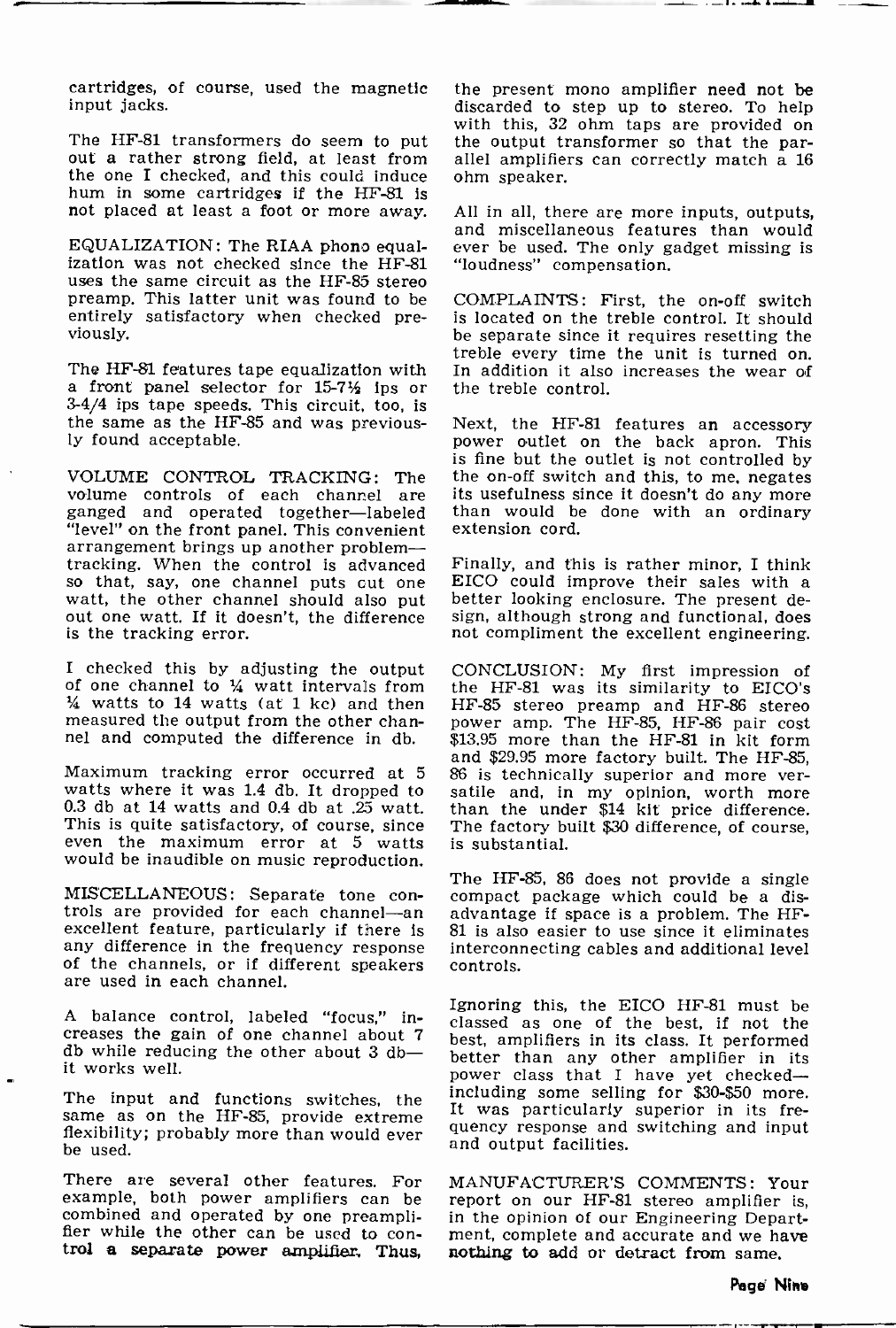cartridges, of course, used the magnetic input jacks.

The HF-81 transformers do seem to put out a rather strong field, at least from the one I checked, and this could induce hum in some cartridges if the HF-81 is not placed at least a foot or more away.

EQUALIZATION: The RIAA phono equalization was not checked since the HF-81 uses the same circuit as the HF-85 stereo preamp. This latter unit was found to be entirely satisfactory when checked previously.

The HF-81 features tape equalization with a front panel selector for 15-7½ ips or 3-4/4 ips tape speeds. This circuit, too, is the same as the HF-85 and was previously found acceptable.

VOLUME CONTROL TRACKING: The volume controls of each channel are ganged and operated together—labeled "level" on the front panel. This convenient arrangement brings up another problem—tracking. When the control is advanced so that, say, one channel puts out one watt, the other channel should also put out one watt. If it doesn't, the difference is the tracking error.

I checked this by adjusting the output of one channel to ¼ watt intervals from ¼ watts to 14 watts (at 1 kc) and then measured the output from the other channel and computed the difference in db.

Maximum tracking error occurred at 5 watts where it was 1.4 db. It dropped to 0.3 db at 14 watts and 0.4 db at .25 watt. This is quite satisfactory, of course, since even the maximum error at 5 watts would be inaudible on music reproduction.

MISCELLANEOUS: Separate tone controls are provided for each channel—an excellent feature, particularly if there is any difference in the frequency response of the channels, or if different speakers are used in each channel.

A balance control, labeled "focus," increases the gain of one channel about 7 db while reducing the other about 3 db—it works well.

The input and functions switches, the same as on the HF-85, provide extreme flexibility; probably more than would ever be used.

There are several other features. For example, both power amplifiers can be combined and operated by one preamplifier while the other can be used to control a separate power amplifier. Thus, the present mono amplifier need not be discarded to step up to stereo. To help with this, 32 ohm taps are provided on the output transformer so that the parallel amplifiers can correctly match a 16 ohm speaker.

All in all, there are more inputs, outputs, and miscellaneous features than would ever be used. The only gadget missing is "loudness" compensation.

COMPLAINTS: First, the on-off switch is located on the treble control. It should be separate since it requires resetting the treble every time the unit is turned on. In addition it also increases the wear of the treble control.

Next, the HF-81 features an accessory power outlet on the back apron. This is fine but the outlet is not controlled by the on-off switch and this, to me, negates its usefulness since it doesn't do any more than would be done with an ordinary extension cord.

Finally, and this is rather minor, I think EICO could improve their sales with a better looking enclosure. The present design, although strong and functional, does not compliment the excellent engineering.

CONCLUSION: My first impression of the HF-81 was its similarity to EICO's HF-85 stereo preamp and HF-86 stereo power amp. The HF-85, HF-86 pair cost $13.95 more than the HF-81 in kit form and $29.95 more factory built. The HF-85, 86 is technically superior and more versatile and, in my opinion, worth more than the under $14 kit price difference. The factory built $30 difference, of course, is substantial.

The HF-85, 86 does not provide a single compact package which could be a disadvantage if space is a problem. The HF-81 is also easier to use since it eliminates interconnecting cables and additional level controls.

Ignoring this, the EICO HF-81 must be classed as one of the best, if not the best, amplifiers in its class. It performed better than any other amplifier in its power class that I have yet checked—including some selling for $30-$50 more. It was particularly superior in its frequency response and switching and input and output facilities.

MANUFACTURER'S COMMENTS: Your report on our HF-81 stereo amplifier is, in the opinion of our Engineering Department, complete and accurate and we have nothing to add or detract from same.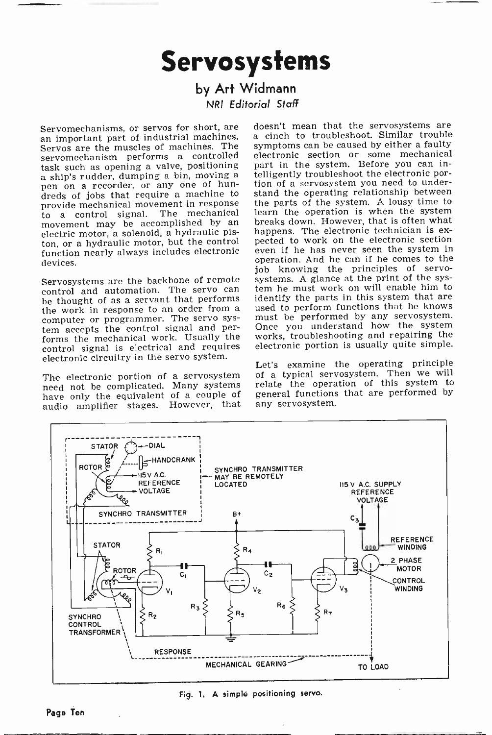# Servosystems

## by Art Widmann

*NRI Editorial Staff*

Servomechanisms, or servos for short, are an important part of industrial machines. Servos are the muscles of machines. The servomechanism performs a controlled task such as opening a valve, positioning a ship's rudder, dumping a bin, moving a pen on a recorder, or any one of hundreds of jobs that require a machine to provide mechanical movement in response to a control signal. The mechanical movement may be accomplished by an electric motor, a solenoid, a hydraulic piston, or a hydraulic motor, but the control function nearly always includes electronic devices.

Servosystems are the backbone of remote control and automation. The servo can be thought of as a servant that performs the work in response to an order from a computer or programmer. The servo system accepts the control signal and performs the mechanical work. Usually the control signal is electrical and requires electronic circuitry in the servo system.

The electronic portion of a servosystem need not be complicated. Many systems have only the equivalent of a couple of audio amplifier stages. However, that doesn't mean that the servosystems are a cinch to troubleshoot. Similar trouble symptoms can be caused by either a faulty electronic section or some mechanical part in the system. Before you can intelligently troubleshoot the electronic portion of a servosystem you need to understand the operating relationship between the parts of the system. A lousy time to learn the operation is when the system breaks down. However, that is often what happens. The electronic technician is expected to work on the electronic section even if he has never seen the system in operation. And he can if he comes to the job knowing the principles of servosystems. A glance at the print of the system he must work on will enable him to identify the parts in this system that are used to perform functions that he knows must be performed by any servosystem. Once you understand how the system works, troubleshooting and repairing the electronic portion is usually quite simple.

Let's examine the operating principle of a typical servosystem. Then we will relate the operation of this system to general functions that are performed by any servosystem.

Fig. 1. A simple positioning servo.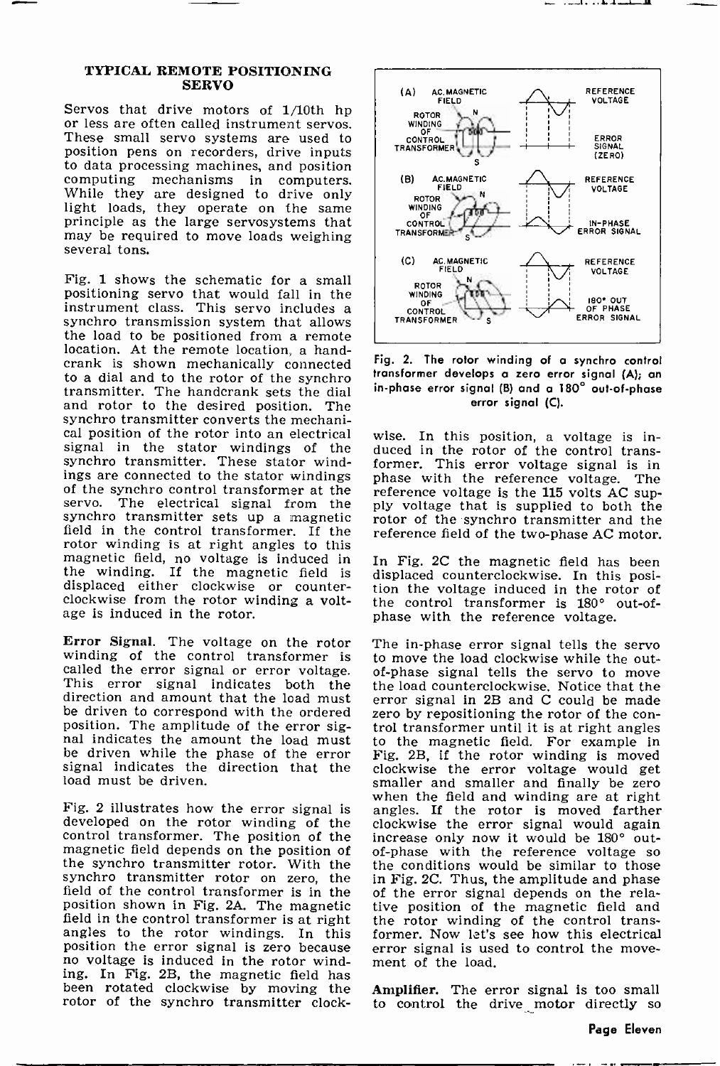## TYPICAL REMOTE POSITIONING SERVO

Servos that drive motors of 1/10th hp or less are often called instrument servos. These small servo systems are used to position pens on recorders, drive inputs to data processing machines, and position computing mechanisms in computers. While they are designed to drive only light loads, they operate on the same principle as the large servosystems that may be required to move loads weighing several tons.

Fig. 1 shows the schematic for a small positioning servo that would fall in the instrument class. This servo includes a synchro transmission system that allows the load to be positioned from a remote location. At the remote location, a handcrank is shown mechanically connected to a dial and to the rotor of the synchro transmitter. The handcrank sets the dial and rotor to the desired position. The synchro transmitter converts the mechanical position of the rotor into an electrical signal in the stator windings of the synchro transmitter. These stator windings are connected to the stator windings of the synchro control transformer at the servo. The electrical signal from the synchro transmitter sets up a magnetic field in the control transformer. If the rotor winding is at right angles to this magnetic field, no voltage is induced in the winding. If the magnetic field is displaced either clockwise or counterclockwise from the rotor winding a voltage is induced in the rotor.

**Error Signal.** The voltage on the rotor winding of the control transformer is called the error signal or error voltage. This error signal indicates both the direction and amount that the load must be driven to correspond with the ordered position. The amplitude of the error signal indicates the amount the load must be driven while the phase of the error signal indicates the direction that the load must be driven.

Fig. 2 illustrates how the error signal is developed on the rotor winding of the control transformer. The position of the magnetic field depends on the position of the synchro transmitter rotor. With the synchro transmitter rotor on zero, the field of the control transformer is in the position shown in Fig. 2A. The magnetic field in the control transformer is at right angles to the rotor windings. In this position the error signal is zero because no voltage is induced in the rotor winding. In Fig. 2B, the magnetic field has been rotated clockwise by moving the rotor of the synchro transmitter clockwise. In this position, a voltage is induced in the rotor of the control transformer. This error voltage signal is in phase with the reference voltage. The reference voltage is the 115 volts AC supply voltage that is supplied to both the rotor of the synchro transmitter and the reference field of the two-phase AC motor.

Fig. 2. The rotor winding of a synchro control transformer develops a zero error signal (A); an in-phase error signal (B) and a 180° out-of-phase error signal (C).

In Fig. 2C the magnetic field has been displaced counterclockwise. In this position the voltage induced in the rotor of the control transformer is 180° out-of-phase with the reference voltage.

The in-phase error signal tells the servo to move the load clockwise while the out-of-phase signal tells the servo to move the load counterclockwise. Notice that the error signal in 2B and C could be made zero by repositioning the rotor of the control transformer until it is at right angles to the magnetic field. For example in Fig. 2B, if the rotor winding is moved clockwise the error voltage would get smaller and smaller and finally be zero when the field and winding are at right angles. If the rotor is moved farther clockwise the error signal would again increase only now it would be 180° out-of-phase with the reference voltage so the conditions would be similar to those in Fig. 2C. Thus, the amplitude and phase of the error signal depends on the relative position of the magnetic field and the rotor winding of the control transformer. Now let's see how this electrical error signal is used to control the movement of the load.

**Amplifier.** The error signal is too small to control the drive motor directly so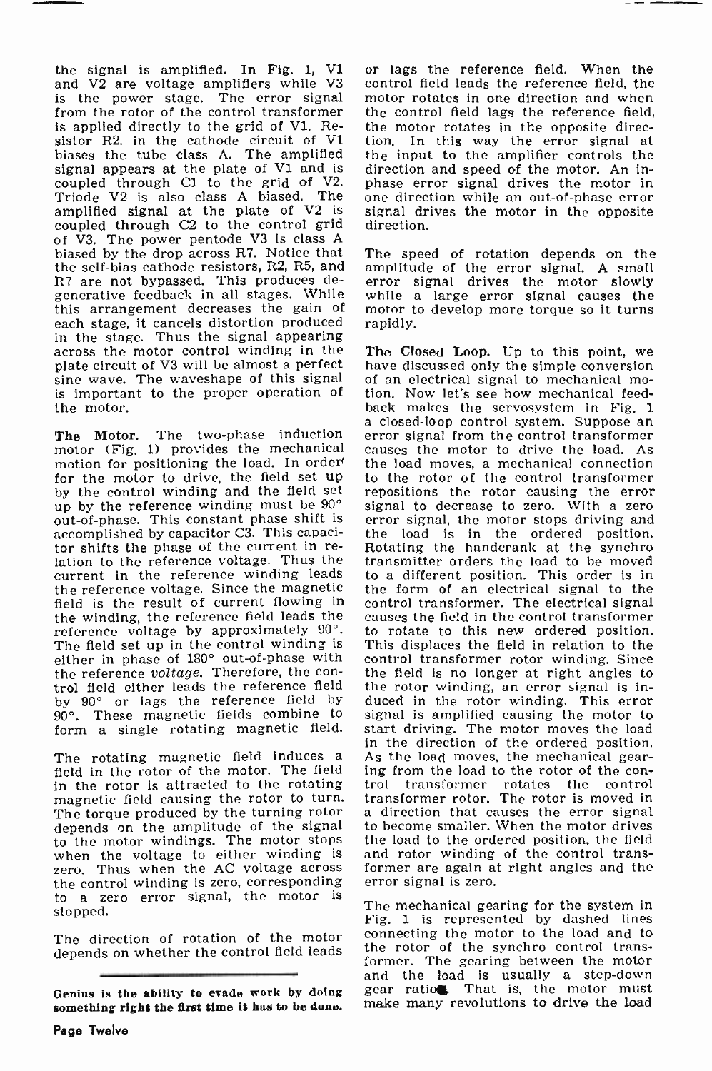the signal is amplified. In Fig. 1, V1 and V2 are voltage amplifiers while V3 is the power stage. The error signal from the rotor of the control transformer is applied directly to the grid of V1. Resistor R2, in the cathode circuit of V1 biases the tube class A. The amplified signal appears at the plate of V1 and is coupled through C1 to the grid of V2. Triode V2 is also class A biased. The amplified signal at the plate of V2 is coupled through C2 to the control grid of V3. The power pentode V3 is class A biased by the drop across R7. Notice that the self-bias cathode resistors, R2, R5, and R7 are not bypassed. This produces degenerative feedback in all stages. While this arrangement decreases the gain of each stage, it cancels distortion produced in the stage. Thus the signal appearing across the motor control winding in the plate circuit of V3 will be almost a perfect sine wave. The waveshape of this signal is important to the proper operation of the motor.

**The Motor.** The two-phase induction motor (Fig. 1) provides the mechanical motion for positioning the load. In order for the motor to drive, the field set up by the control winding and the field set up by the reference winding must be 90° out-of-phase. This constant phase shift is accomplished by capacitor C3. This capacitor shifts the phase of the current in relation to the reference voltage. Thus the current in the reference winding leads the reference voltage. Since the magnetic field is the result of current flowing in the winding, the reference field leads the reference voltage by approximately 90°. The field set up in the control winding is either in phase of 180° out-of-phase with the reference *voltage*. Therefore, the control field either leads the reference field by 90° or lags the reference field by 90°. These magnetic fields combine to form a single rotating magnetic field.

The rotating magnetic field induces a field in the rotor of the motor. The field in the rotor is attracted to the rotating magnetic field causing the rotor to turn. The torque produced by the turning rotor depends on the amplitude of the signal to the motor windings. The motor stops when the voltage to either winding is zero. Thus when the AC voltage across the control winding is zero, corresponding to a zero error signal, the motor is stopped.

The direction of rotation of the motor depends on whether the control field leads or lags the reference field. When the control field leads the reference field, the motor rotates in one direction and when the control field lags the reference field, the motor rotates in the opposite direction. In this way the error signal at the input to the amplifier controls the direction and speed of the motor. An in-phase error signal drives the motor in one direction while an out-of-phase error signal drives the motor in the opposite direction.

The speed of rotation depends on the amplitude of the error signal. A small error signal drives the motor slowly while a large error signal causes the motor to develop more torque so it turns rapidly.

**The Closed Loop.** Up to this point, we have discussed only the simple conversion of an electrical signal to mechanical motion. Now let's see how mechanical feedback makes the servosystem in Fig. 1 a closed-loop control system. Suppose an error signal from the control transformer causes the motor to drive the load. As the load moves, a mechanical connection to the rotor of the control transformer repositions the rotor causing the error signal to decrease to zero. With a zero error signal, the motor stops driving and the load is in the ordered position. Rotating the handcrank at the synchro transmitter orders the load to be moved to a different position. This order is in the form of an electrical signal to the control transformer. The electrical signal causes the field in the control transformer to rotate to this new ordered position. This displaces the field in relation to the control transformer rotor winding. Since the field is no longer at right angles to the rotor winding, an error signal is induced in the rotor winding. This error signal is amplified causing the motor to start driving. The motor moves the load in the direction of the ordered position. As the load moves, the mechanical gearing from the load to the rotor of the control transformer rotates the control transformer rotor. The rotor is moved in a direction that causes the error signal to become smaller. When the motor drives the load to the ordered position, the field and rotor winding of the control transformer are again at right angles and the error signal is zero.

The mechanical gearing for the system in Fig. 1 is represented by dashed lines connecting the motor to the load and to the rotor of the synchro control transformer. The gearing between the motor and the load is usually a step-down gear ratio. That is, the motor must make many revolutions to drive the load

**Genius is the ability to evade work by doing something right the first time it has to be done.**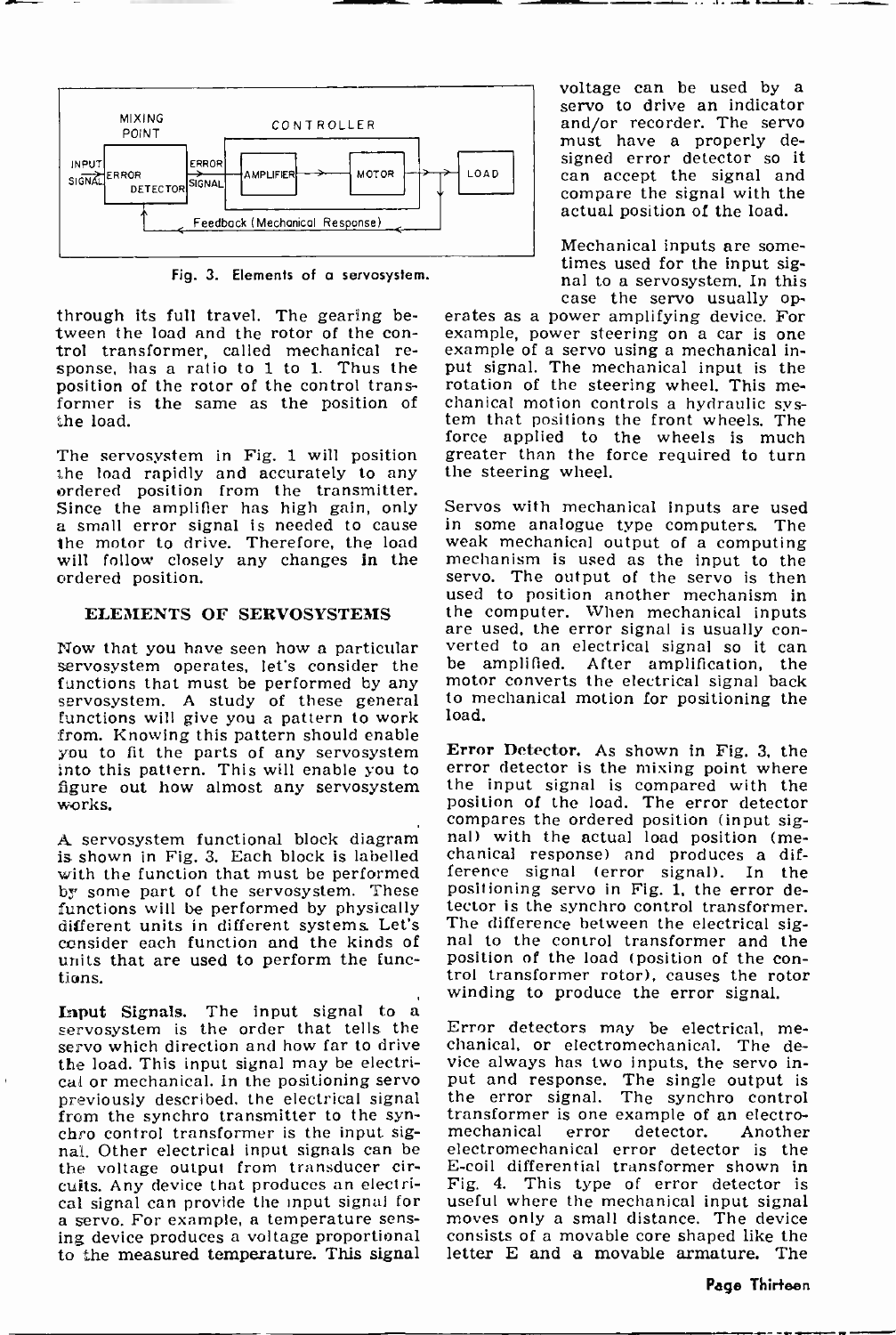MIXING POINT — CONTROLLER

INPUT SIGNAL → ERROR DETECTOR → ERROR SIGNAL → AMPLIFIER → MOTOR → LOAD

Feedback (Mechanical Response)

Fig. 3. Elements of a servosystem.

through its full travel. The gearing between the load and the rotor of the control transformer, called mechanical response, has a ratio to 1 to 1. Thus the position of the rotor of the control transformer is the same as the position of the load.

The servosystem in Fig. 1 will position the load rapidly and accurately to any ordered position from the transmitter. Since the amplifier has high gain, only a small error signal is needed to cause the motor to drive. Therefore, the load will follow closely any changes in the ordered position.

## ELEMENTS OF SERVOSYSTEMS

Now that you have seen how a particular servosystem operates, let's consider the functions that must be performed by any servosystem. A study of these general functions will give you a pattern to work from. Knowing this pattern should enable you to fit the parts of any servosystem into this pattern. This will enable you to figure out how almost any servosystem works.

A servosystem functional block diagram is shown in Fig. 3. Each block is labelled with the function that must be performed by some part of the servosystem. These functions will be performed by physically different units in different systems. Let's consider each function and the kinds of units that are used to perform the functions.

**Input Signals.** The input signal to a servosystem is the order that tells the servo which direction and how far to drive the load. This input signal may be electrical or mechanical. In the positioning servo previously described, the electrical signal from the synchro transmitter to the synchro control transformer is the input signal. Other electrical input signals can be the voltage output from transducer circuits. Any device that produces an electrical signal can provide the input signal for a servo. For example, a temperature sensing device produces a voltage proportional to the measured temperature. This signal voltage can be used by a servo to drive an indicator and/or recorder. The servo must have a properly designed error detector so it can accept the signal and compare the signal with the actual position of the load.

Mechanical inputs are sometimes used for the input signal to a servosystem. In this case the servo usually operates as a power amplifying device. For example, power steering on a car is one example of a servo using a mechanical input signal. The mechanical input is the rotation of the steering wheel. This mechanical motion controls a hydraulic system that positions the front wheels. The force applied to the wheels is much greater than the force required to turn the steering wheel.

Servos with mechanical inputs are used in some analogue type computers. The weak mechanical output of a computing mechanism is used as the input to the servo. The output of the servo is then used to position another mechanism in the computer. When mechanical inputs are used, the error signal is usually converted to an electrical signal so it can be amplified. After amplification, the motor converts the electrical signal back to mechanical motion for positioning the load.

**Error Detector.** As shown in Fig. 3, the error detector is the mixing point where the input signal is compared with the position of the load. The error detector compares the ordered position (input signal) with the actual load position (mechanical response) and produces a difference signal (error signal). In the positioning servo in Fig. 1, the error detector is the synchro control transformer. The difference between the electrical signal to the control transformer and the position of the load (position of the control transformer rotor), causes the rotor winding to produce the error signal.

Error detectors may be electrical, mechanical, or electromechanical. The device always has two inputs, the servo input and response. The single output is the error signal. The synchro control transformer is one example of an electromechanical error detector. Another electromechanical error detector is the E-coil differential transformer shown in Fig. 4. This type of error detector is useful where the mechanical input signal moves only a small distance. The device consists of a movable core shaped like the letter E and a movable armature. The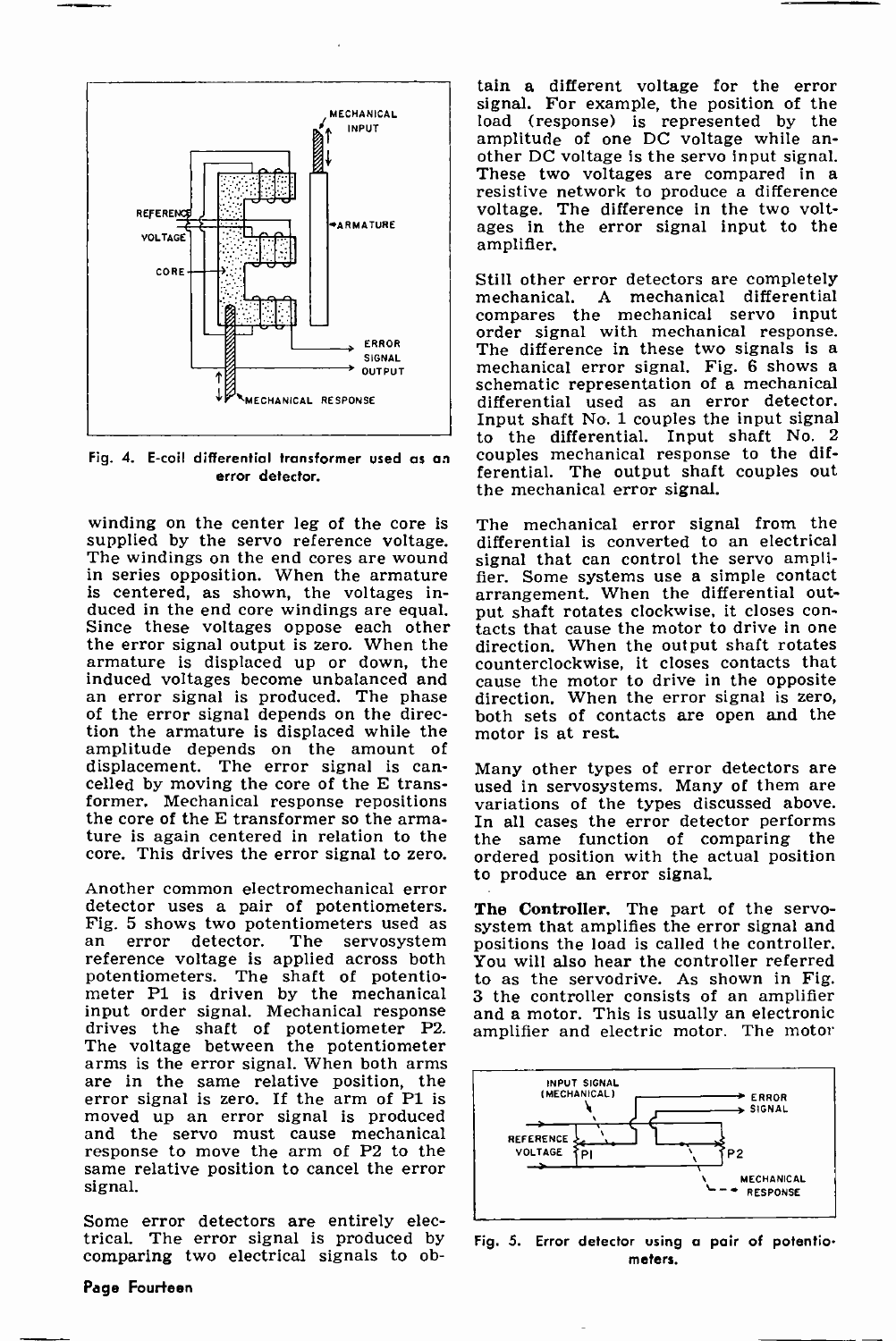Fig. 4. E-coil differential transformer used as an error detector.

winding on the center leg of the core is supplied by the servo reference voltage. The windings on the end cores are wound in series opposition. When the armature is centered, as shown, the voltages induced in the end core windings are equal. Since these voltages oppose each other the error signal output is zero. When the armature is displaced up or down, the induced voltages become unbalanced and an error signal is produced. The phase of the error signal depends on the direction the armature is displaced while the amplitude depends on the amount of displacement. The error signal is cancelled by moving the core of the E transformer. Mechanical response repositions the core of the E transformer so the armature is again centered in relation to the core. This drives the error signal to zero.

Another common electromechanical error detector uses a pair of potentiometers. Fig. 5 shows two potentiometers used as an error detector. The servosystem reference voltage is applied across both potentiometers. The shaft of potentiometer P1 is driven by the mechanical input order signal. Mechanical response drives the shaft of potentiometer P2. The voltage between the potentiometer arms is the error signal. When both arms are in the same relative position, the error signal is zero. If the arm of P1 is moved up an error signal is produced and the servo must cause mechanical response to move the arm of P2 to the same relative position to cancel the error signal.

Some error detectors are entirely electrical. The error signal is produced by comparing two electrical signals to obtain a different voltage for the error signal. For example, the position of the load (response) is represented by the amplitude of one DC voltage while another DC voltage is the servo input signal. These two voltages are compared in a resistive network to produce a difference voltage. The difference in the two voltages in the error signal input to the amplifier.

Still other error detectors are completely mechanical. A mechanical differential compares the mechanical servo input order signal with mechanical response. The difference in these two signals is a mechanical error signal. Fig. 6 shows a schematic representation of a mechanical differential used as an error detector. Input shaft No. 1 couples the input signal to the differential. Input shaft No. 2 couples mechanical response to the differential. The output shaft couples out the mechanical error signal.

The mechanical error signal from the differential is converted to an electrical signal that can control the servo amplifier. Some systems use a simple contact arrangement. When the differential output shaft rotates clockwise, it closes contacts that cause the motor to drive in one direction. When the output shaft rotates counterclockwise, it closes contacts that cause the motor to drive in the opposite direction. When the error signal is zero, both sets of contacts are open and the motor is at rest.

Many other types of error detectors are used in servosystems. Many of them are variations of the types discussed above. In all cases the error detector performs the same function of comparing the ordered position with the actual position to produce an error signal.

**The Controller.** The part of the servosystem that amplifies the error signal and positions the load is called the controller. You will also hear the controller referred to as the servodrive. As shown in Fig. 3 the controller consists of an amplifier and a motor. This is usually an electronic amplifier and electric motor. The motor

Fig. 5. Error detector using a pair of potentiometers.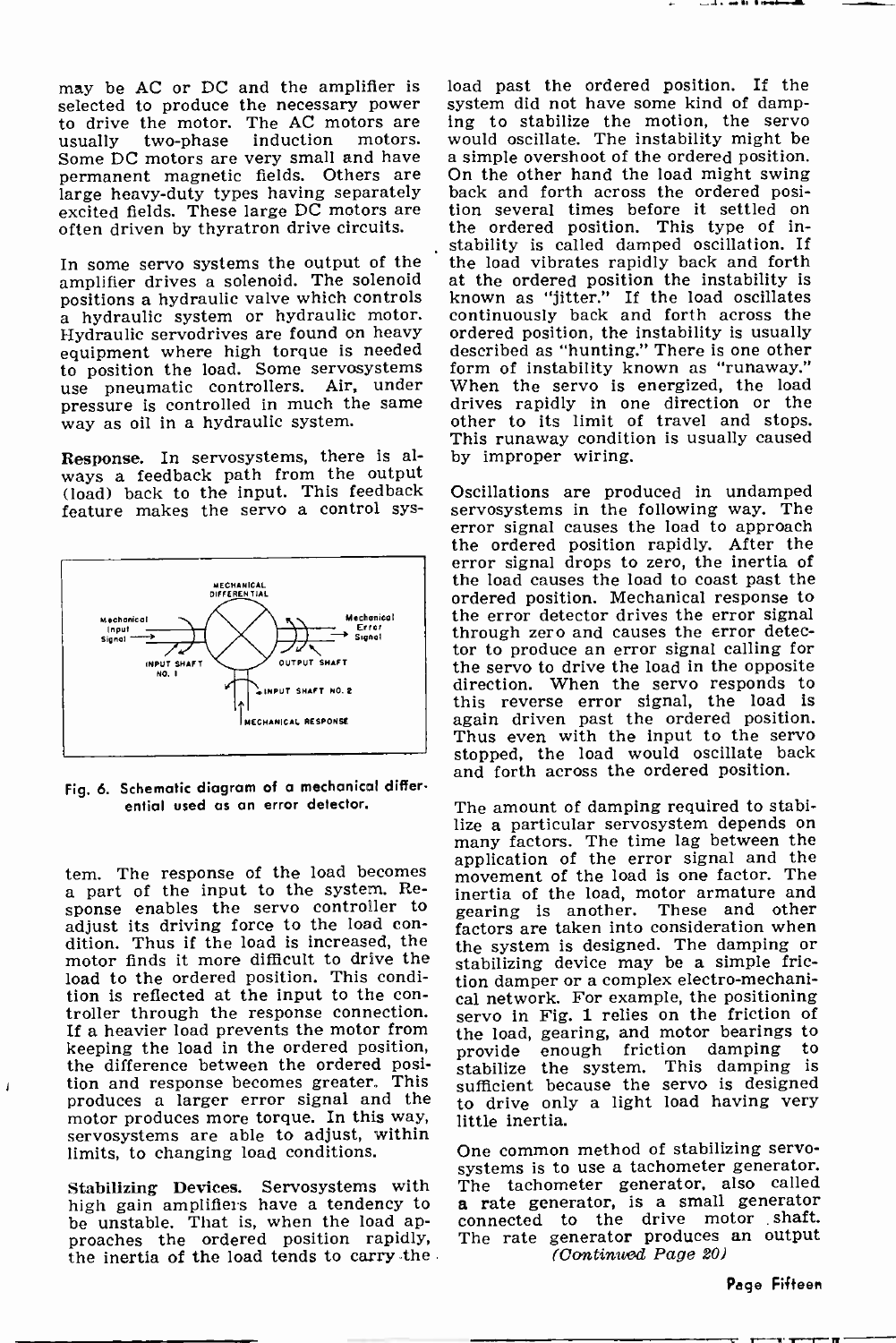may be AC or DC and the amplifier is selected to produce the necessary power to drive the motor. The AC motors are usually two-phase induction motors. Some DC motors are very small and have permanent magnetic fields. Others are large heavy-duty types having separately excited fields. These large DC motors are often driven by thyratron drive circuits.

In some servo systems the output of the amplifier drives a solenoid. The solenoid positions a hydraulic valve which controls a hydraulic system or hydraulic motor. Hydraulic servodrives are found on heavy equipment where high torque is needed to position the load. Some servosystems use pneumatic controllers. Air, under pressure is controlled in much the same way as oil in a hydraulic system.

**Response.** In servosystems, there is always a feedback path from the output (load) back to the input. This feedback feature makes the servo a control system. The response of the load becomes a part of the input to the system. Response enables the servo controller to adjust its driving force to the load condition. Thus if the load is increased, the motor finds it more difficult to drive the load to the ordered position. This condition is reflected at the input to the controller through the response connection. If a heavier load prevents the motor from keeping the load in the ordered position, the difference between the ordered position and response becomes greater. This produces a larger error signal and the motor produces more torque. In this way, servosystems are able to adjust, within limits, to changing load conditions.

Fig. 6. Schematic diagram of a mechanical differential used as an error detector.

**Stabilizing Devices.** Servosystems with high gain amplifiers have a tendency to be unstable. That is, when the load approaches the ordered position rapidly, the inertia of the load tends to carry the load past the ordered position. If the system did not have some kind of damping to stabilize the motion, the servo would oscillate. The instability might be a simple overshoot of the ordered position. On the other hand the load might swing back and forth across the ordered position several times before it settled on the ordered position. This type of instability is called damped oscillation. If the load vibrates rapidly back and forth at the ordered position the instability is known as "jitter." If the load oscillates continuously back and forth across the ordered position, the instability is usually described as "hunting." There is one other form of instability known as "runaway." When the servo is energized, the load drives rapidly in one direction or the other to its limit of travel and stops. This runaway condition is usually caused by improper wiring.

Oscillations are produced in undamped servosystems in the following way. The error signal causes the load to approach the ordered position rapidly. After the error signal drops to zero, the inertia of the load causes the load to coast past the ordered position. Mechanical response to the error detector drives the error signal through zero and causes the error detector to produce an error signal calling for the servo to drive the load in the opposite direction. When the servo responds to this reverse error signal, the load is again driven past the ordered position. Thus even with the input to the servo stopped, the load would oscillate back and forth across the ordered position.

The amount of damping required to stabilize a particular servosystem depends on many factors. The time lag between the application of the error signal and the movement of the load is one factor. The inertia of the load, motor armature and gearing is another. These and other factors are taken into consideration when the system is designed. The damping or stabilizing device may be a simple friction damper or a complex electro-mechanical network. For example, the positioning servo in Fig. 1 relies on the friction of the load, gearing, and motor bearings to provide enough friction damping to stabilize the system. This damping is sufficient because the servo is designed to drive only a light load having very little inertia.

One common method of stabilizing servosystems is to use a tachometer generator. The tachometer generator, also called a rate generator, is a small generator connected to the drive motor shaft. The rate generator produces an output

*(Continued Page 20)*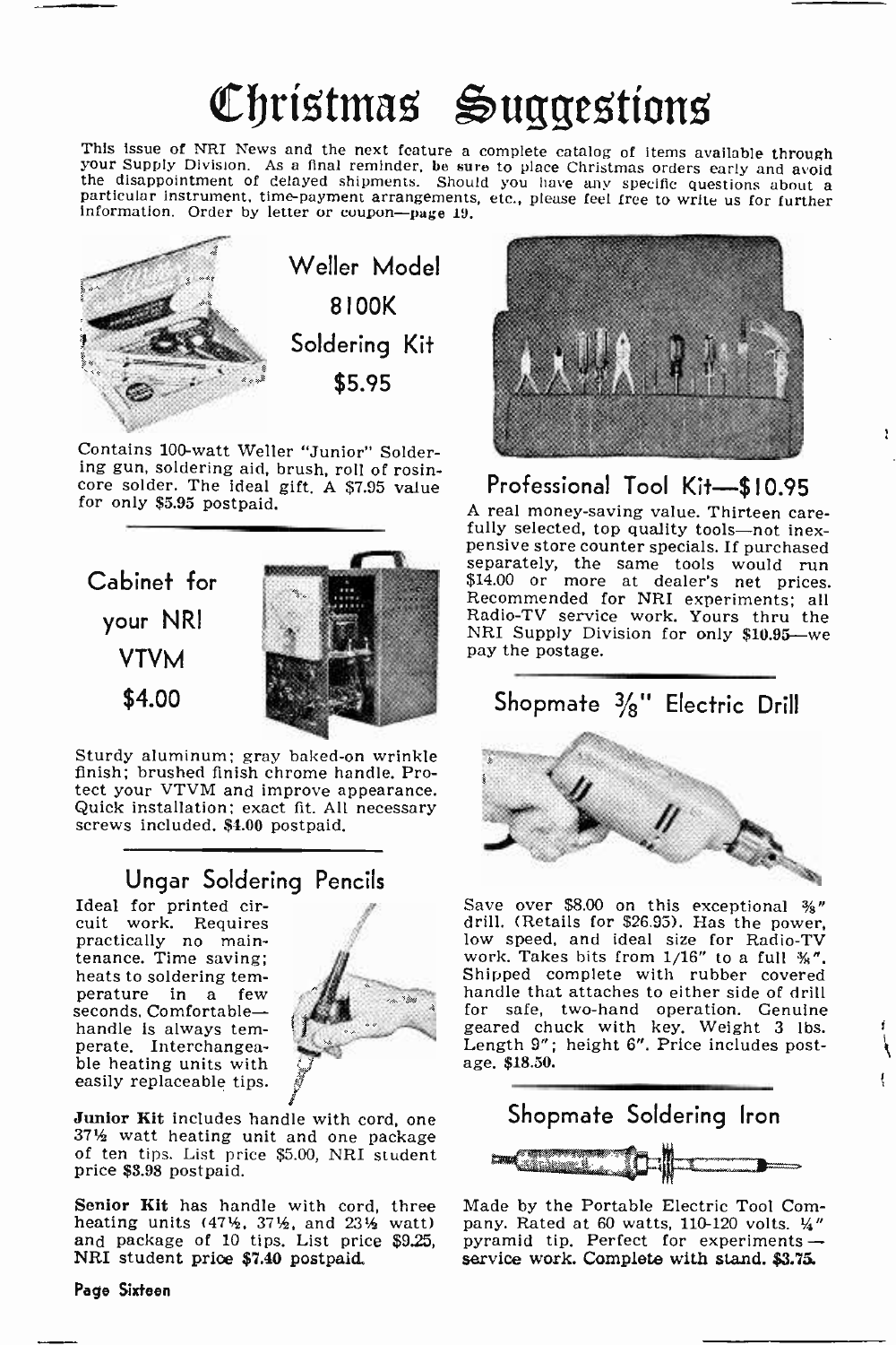# Christmas Suggestions

This issue of NRI News and the next feature a complete catalog of items available through your Supply Division. As a final reminder, be sure to place Christmas orders early and avoid the disappointment of delayed shipments. Should you have any specific questions about a particular instrument, time-payment arrangements, etc., please feel free to write us for further information. Order by letter or coupon—page 19.

## Weller Model 8100K Soldering Kit $5.95

Contains 100-watt Weller "Junior" Soldering gun, soldering aid, brush, roll of rosin-core solder. The ideal gift. A $7.95 value for only $5.95 postpaid.

## Cabinet for your NRI VTVM $4.00

Sturdy aluminum; gray baked-on wrinkle finish; brushed finish chrome handle. Protect your VTVM and improve appearance. Quick installation; exact fit. All necessary screws included. $4.00 postpaid.

## Ungar Soldering Pencils

Ideal for printed circuit work. Requires practically no maintenance. Time saving; heats to soldering temperature in a few seconds. Comfortable—handle is always temperate. Interchangeable heating units with easily replaceable tips.

**Junior Kit** includes handle with cord, one 37½ watt heating unit and one package of ten tips. List price $5.00, NRI student price $3.98 postpaid.

**Senior Kit** has handle with cord, three heating units (47½, 37½, and 23½ watt) and package of 10 tips. List price $9.25, NRI student price $7.40 postpaid.

## Professional Tool Kit—$10.95

A real money-saving value. Thirteen carefully selected, top quality tools—not inexpensive store counter specials. If purchased separately, the same tools would run $14.00 or more at dealer's net prices. Recommended for NRI experiments; all Radio-TV service work. Yours thru the NRI Supply Division for only $10.95—we pay the postage.

## Shopmate 3/8" Electric Drill

Save over $8.00 on this exceptional 3/8" drill. (Retails for $26.95). Has the power, low speed, and ideal size for Radio-TV work. Takes bits from 1/16" to a full 3/8". Shipped complete with rubber covered handle that attaches to either side of drill for safe, two-hand operation. Genuine geared chuck with key. Weight 3 lbs. Length 9"; height 6". Price includes postage. $18.50.

## Shopmate Soldering Iron

Made by the Portable Electric Tool Company. Rated at 60 watts, 110-120 volts. ¼" pyramid tip. Perfect for experiments—service work. Complete with stand. $3.75.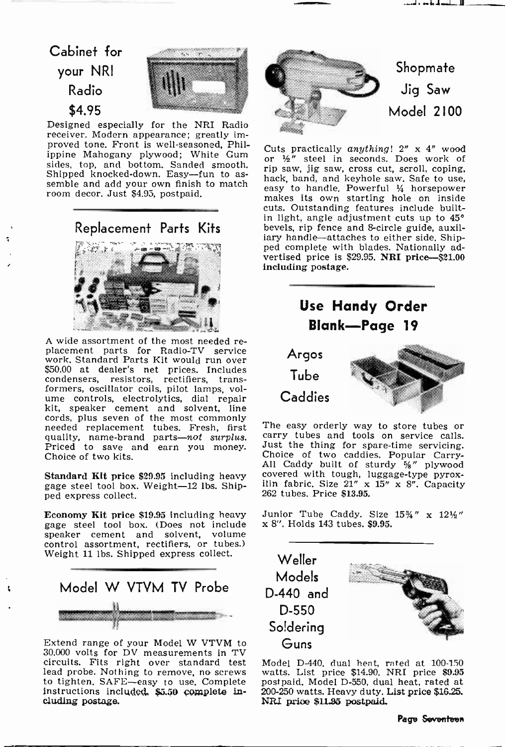## Cabinet for your NRI Radio $4.95

Designed especially for the NRI Radio receiver. Modern appearance; greatly improved tone. Front is well-seasoned, Philippine Mahogany plywood; White Gum sides, top, and bottom. Sanded smooth. Shipped knocked-down. Easy—fun to assemble and add your own finish to match room decor. Just $4.95, postpaid.

## Replacement Parts Kits

A wide assortment of the most needed replacement parts for Radio-TV service work. Standard Parts Kit would run over $50.00 at dealer's net prices. Includes condensers, resistors, rectifiers, transformers, oscillator coils, pilot lamps, volume controls, electrolytics, dial repair kit, speaker cement and solvent, line cords, plus seven of the most commonly needed replacement tubes. Fresh, first quality, name-brand parts—*not surplus.* Priced to save and earn you money. Choice of two kits.

**Standard Kit price $29.95** including heavy gage steel tool box. Weight—12 lbs. Shipped express collect.

**Economy Kit price $19.95** including heavy gage steel tool box. (Does not include speaker cement and solvent, volume control assortment, rectifiers, or tubes.) Weight 11 lbs. Shipped express collect.

## Model W VTVM TV Probe

Extend range of your Model W VTVM to 30,000 volts for DV measurements in TV circuits. Fits right over standard test lead probe. Nothing to remove, no screws to tighten. SAFE—easy to use. Complete instructions included. **$5.50 complete including postage.**

## Shopmate Jig Saw Model 2100

Cuts practically *anything*! 2" x 4" wood or ½" steel in seconds. Does work of rip saw, jig saw, cross cut, scroll, coping, hack, band, and keyhole saw. Safe to use, easy to handle. Powerful ¼ horsepower makes its own starting hole on inside cuts. Outstanding features include built-in light, angle adjustment cuts up to 45° bevels, rip fence and 8-circle guide, auxiliary handle—attaches to either side. Shipped complete with blades. Nationally advertised price is $29.95. **NRI price—$21.00 including postage.**

## Use Handy Order Blank—Page 19

## Argos Tube Caddies

The easy orderly way to store tubes or carry tubes and tools on service calls. Just the thing for spare-time servicing. Choice of two caddies. Popular Carry-All Caddy built of sturdy ⅝" plywood covered with tough, luggage-type pyroxilin fabric. Size 21" x 15" x 8". Capacity 262 tubes. **Price $13.95.**

Junior Tube Caddy. Size 15¾" x 12½" x 8". Holds 143 tubes. **$9.95.**

## Weller Models D-440 and D-550 Soldering Guns

Model D-440, dual heat, rated at 100-150 watts. List price $14.90. **NRI price $9.95 postpaid.** Model D-550, dual heat, rated at 200-250 watts. Heavy duty. List price $16.25. **NRI price $11.95 postpaid.**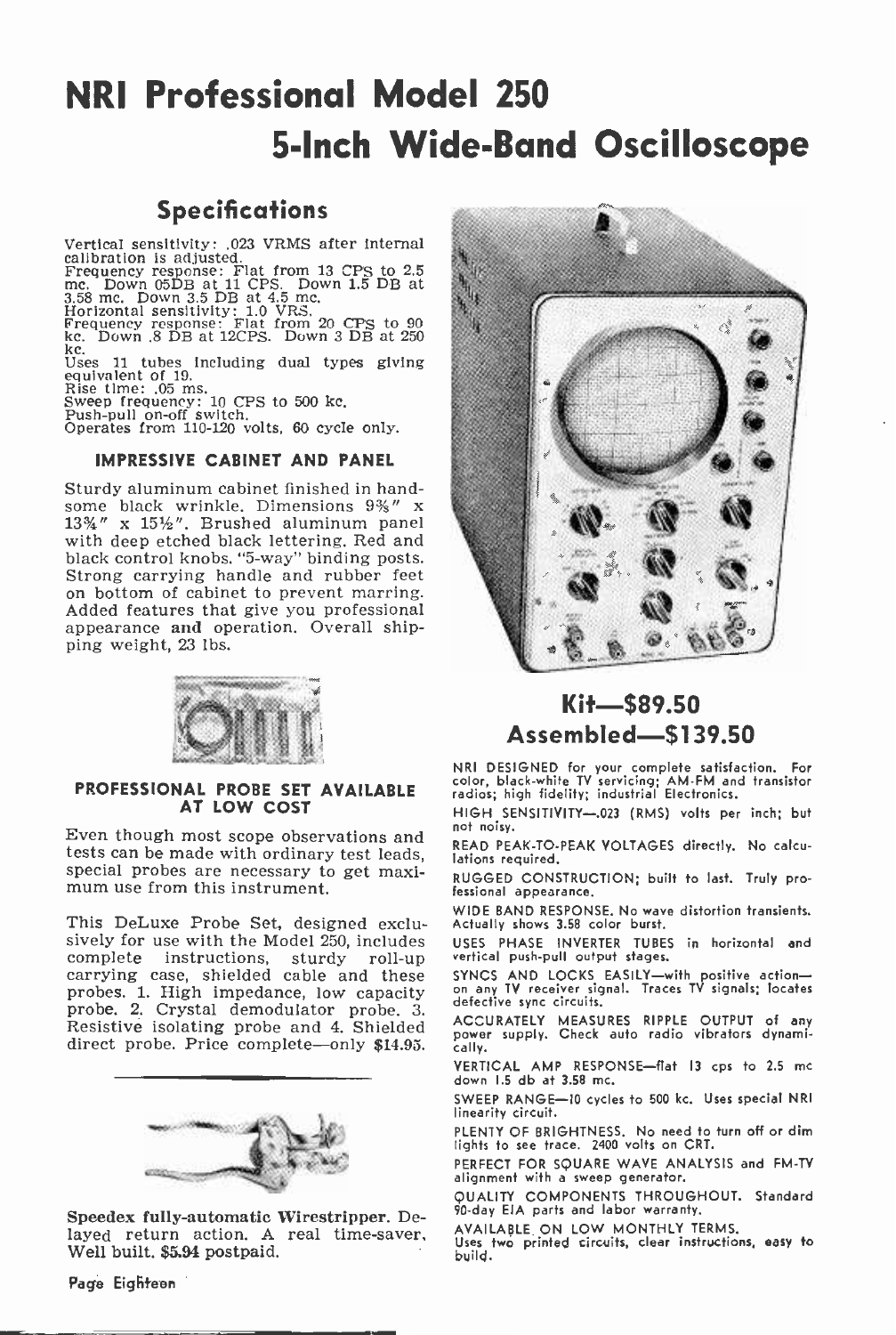# NRI Professional Model 250

# 5-Inch Wide-Band Oscilloscope

## Specifications

Vertical sensitivity: .023 VRMS after internal calibration is adjusted.
Frequency response: Flat from 13 CPS to 2.5 mc. Down 05DB at 11 CPS. Down 1.5 DB at 3.58 mc. Down 3.5 DB at 4.5 mc.
Horizontal sensitivity: 1.0 VRS.
Frequency response: Flat from 20 CPS to 90 kc. Down .8 DB at 12CPS. Down 3 DB at 250 kc.
Uses 11 tubes including dual types giving equivalent of 19.
Rise time: .05 ms.
Sweep frequency: 10 CPS to 500 kc.
Push-pull on-off switch.
Operates from 110-120 volts, 60 cycle only.

### IMPRESSIVE CABINET AND PANEL

Sturdy aluminum cabinet finished in handsome black wrinkle. Dimensions 9⅜" x 13¾" x 15½". Brushed aluminum panel with deep etched black lettering. Red and black control knobs. "5-way" binding posts. Strong carrying handle and rubber feet on bottom of cabinet to prevent marring. Added features that give you professional appearance and operation. Overall shipping weight, 23 lbs.

### PROFESSIONAL PROBE SET AVAILABLE AT LOW COST

Even though most scope observations and tests can be made with ordinary test leads, special probes are necessary to get maximum use from this instrument.

This DeLuxe Probe Set, designed exclusively for use with the Model 250, includes complete instructions, sturdy roll-up carrying case, shielded cable and these probes. 1. High impedance, low capacity probe. 2. Crystal demodulator probe. 3. Resistive isolating probe and 4. Shielded direct probe. Price complete—only $14.95.

---

**Speedex fully-automatic Wirestripper.** Delayed return action. A real time-saver. Well built. $5.94 postpaid.

## Kit—$89.50
## Assembled—$139.50

NRI DESIGNED for your complete satisfaction. For color, black-white TV servicing; AM-FM and transistor radios; high fidelity; industrial Electronics.

HIGH SENSITIVITY—.023 (RMS) volts per inch; but not noisy.

READ PEAK-TO-PEAK VOLTAGES directly. No calculations required.

RUGGED CONSTRUCTION; built to last. Truly professional appearance.

WIDE BAND RESPONSE. No wave distortion transients. Actually shows 3.58 color burst.

USES PHASE INVERTER TUBES in horizontal and vertical push-pull output stages.

SYNCS AND LOCKS EASILY—with positive action—on any TV receiver signal. Traces TV signals; locates defective sync circuits.

ACCURATELY MEASURES RIPPLE OUTPUT of any power supply. Check auto radio vibrators dynamically.

VERTICAL AMP RESPONSE—flat 13 cps to 2.5 mc down 1.5 db at 3.58 mc.

SWEEP RANGE—10 cycles to 500 kc. Uses special NRI linearity circuit.

PLENTY OF BRIGHTNESS. No need to turn off or dim lights to see trace. 2400 volts on CRT.

PERFECT FOR SQUARE WAVE ANALYSIS and FM-TV alignment with a sweep generator.

QUALITY COMPONENTS THROUGHOUT. Standard 90-day EIA parts and labor warranty.

AVAILABLE ON LOW MONTHLY TERMS.
Uses two printed circuits, clear instructions, easy to build.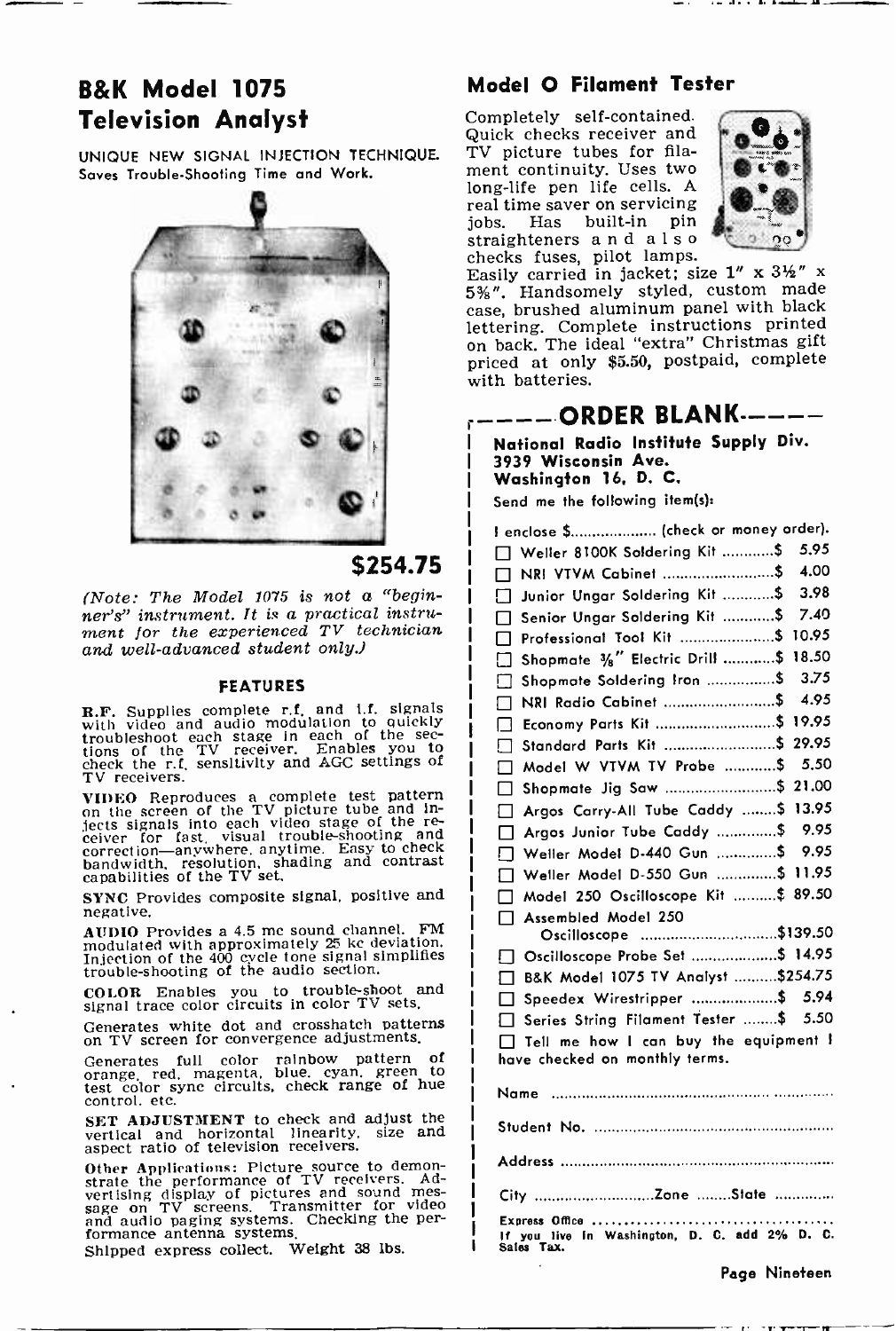## B&K Model 1075 Television Analyst

UNIQUE NEW SIGNAL INJECTION TECHNIQUE. Saves Trouble-Shooting Time and Work.

**$254.75**

*(Note: The Model 1075 is not a "beginner's" instrument. It is a practical instrument for the experienced TV technician and well-advanced student only.)*

### FEATURES

**R.F.** Supplies complete r.f. and i.f. signals with video and audio modulation to quickly troubleshoot each stage in each of the sections of the TV receiver. Enables you to check the r.f. sensitivity and AGC settings of TV receivers.

**VIDEO** Reproduces a complete test pattern on the screen of the TV picture tube and injects signals into each video stage of the receiver for fast, visual trouble-shooting and correction—anywhere, anytime. Easy to check bandwidth, resolution, shading and contrast capabilities of the TV set.

**SYNC** Provides composite signal, positive and negative.

**AUDIO** Provides a 4.5 mc sound channel. FM modulated with approximately 25 kc deviation. Injection of the 400 cycle tone signal simplifies trouble-shooting of the audio section.

**COLOR** Enables you to trouble-shoot and signal trace color circuits in color TV sets.

Generates white dot and crosshatch patterns on TV screen for convergence adjustments.

Generates full color rainbow pattern of orange, red, magenta, blue, cyan, green to test color sync circuits, check range of hue control, etc.

**SET ADJUSTMENT** to check and adjust the vertical and horizontal linearity, size and aspect ratio of television receivers.

**Other Applications:** Picture source to demonstrate the performance of TV receivers. Advertising display of pictures and sound message on TV screens. Transmitter for video and audio paging systems. Checking the performance antenna systems.

Shipped express collect. Weight 38 lbs.

## Model O Filament Tester

Completely self-contained. Quick checks receiver and TV picture tubes for filament continuity. Uses two long-life pen life cells. A real time saver on servicing jobs. Has built-in pin straighteners and also checks fuses, pilot lamps. Easily carried in jacket; size 1" x 3½" x 5⅜". Handsomely styled, custom made case, brushed aluminum panel with black lettering. Complete instructions printed on back. The ideal "extra" Christmas gift priced at only $5.50, postpaid, complete with batteries.

## ORDER BLANK

**National Radio Institute Supply Div.**
**3939 Wisconsin Ave.**
**Washington 16, D. C.**

Send me the following item(s):

I enclose $.................... (check or money order).

- [ ] Weller 8100K Soldering Kit ............$ 5.95
- [ ] NRI VTVM Cabinet ............................$ 4.00
- [ ] Junior Ungar Soldering Kit ............$ 3.98
- [ ] Senior Ungar Soldering Kit ............$ 7.40
- [ ] Professional Tool Kit ......................$ 10.95
- [ ] Shopmate ⅜" Electric Drill ............$ 18.50
- [ ] Shopmate Soldering Iron ................$ 3.75
- [ ] NRI Radio Cabinet ..........................$ 4.95
- [ ] Economy Parts Kit ...........................$ 19.95
- [ ] Standard Parts Kit ...........................$ 29.95
- [ ] Model W VTVM TV Probe ............$ 5.50
- [ ] Shopmate Jig Saw ..........................$ 21.00
- [ ] Argos Carry-All Tube Caddy ........$ 13.95
- [ ] Argos Junior Tube Caddy ..............$ 9.95
- [ ] Weller Model D-440 Gun ..............$ 9.95
- [ ] Weller Model D-550 Gun ..............$ 11.95
- [ ] Model 250 Oscilloscope Kit ..........$ 89.50
- [ ] Assembled Model 250 Oscilloscope ................................$139.50
- [ ] Oscilloscope Probe Set ....................$ 14.95
- [ ] B&K Model 1075 TV Analyst ..........$254.75
- [ ] Speedex Wirestripper ....................$ 5.94
- [ ] Series String Filament Tester ........$ 5.50
- [ ] Tell me how I can buy the equipment I have checked on monthly terms.

Name ..........................................................................

Student No. ..............................................................

Address .....................................................................

City ............................Zone ........State ..............

Express Office .......................................

If you live in Washington, D. C. add 2% D. C. Sales Tax.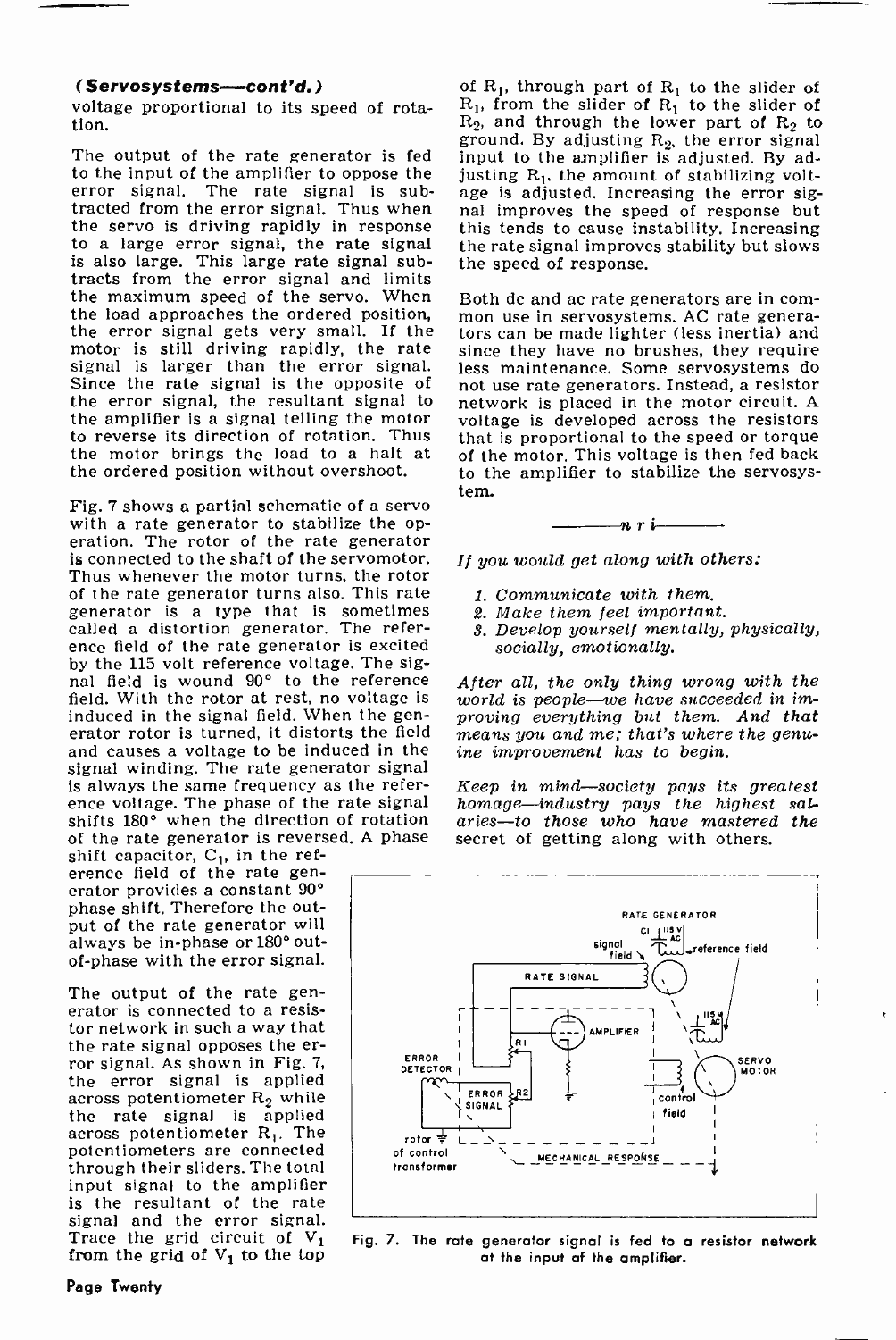**(Servosystems—cont'd.)**

voltage proportional to its speed of rotation.

The output of the rate generator is fed to the input of the amplifier to oppose the error signal. The rate signal is subtracted from the error signal. Thus when the servo is driving rapidly in response to a large error signal, the rate signal is also large. This large rate signal subtracts from the error signal and limits the maximum speed of the servo. When the load approaches the ordered position, the error signal gets very small. If the motor is still driving rapidly, the rate signal is larger than the error signal. Since the rate signal is the opposite of the error signal, the resultant signal to the amplifier is a signal telling the motor to reverse its direction of rotation. Thus the motor brings the load to a halt at the ordered position without overshoot.

Fig. 7 shows a partial schematic of a servo with a rate generator to stabilize the operation. The rotor of the rate generator is connected to the shaft of the servomotor. Thus whenever the motor turns, the rotor of the rate generator turns also. This rate generator is a type that is sometimes called a distortion generator. The reference field of the rate generator is excited by the 115 volt reference voltage. The signal field is wound 90° to the reference field. With the rotor at rest, no voltage is induced in the signal field. When the generator rotor is turned, it distorts the field and causes a voltage to be induced in the signal winding. The rate generator signal is always the same frequency as the reference voltage. The phase of the rate signal shifts 180° when the direction of rotation of the rate generator is reversed. A phase shift capacitor, $C_1$, in the reference field of the rate generator provides a constant 90° phase shift. Therefore the output of the rate generator will always be in-phase or 180° out-of-phase with the error signal.

The output of the rate generator is connected to a resistor network in such a way that the rate signal opposes the error signal. As shown in Fig. 7, the error signal is applied across potentiometer $R_2$ while the rate signal is applied across potentiometer $R_1$. The potentiometers are connected through their sliders. The total input signal to the amplifier is the resultant of the rate signal and the error signal. Trace the grid circuit of $V_1$ from the grid of $V_1$ to the top of $R_1$, through part of $R_1$ to the slider of $R_1$, from the slider of $R_1$ to the slider of $R_2$, and through the lower part of $R_2$ to ground. By adjusting $R_2$, the error signal input to the amplifier is adjusted. By adjusting $R_1$, the amount of stabilizing voltage is adjusted. Increasing the error signal improves the speed of response but this tends to cause instability. Increasing the rate signal improves stability but slows the speed of response.

Both dc and ac rate generators are in common use in servosystems. AC rate generators can be made lighter (less inertia) and since they have no brushes, they require less maintenance. Some servosystems do not use rate generators. Instead, a resistor network is placed in the motor circuit. A voltage is developed across the resistors that is proportional to the speed or torque of the motor. This voltage is then fed back to the amplifier to stabilize the servosystem.

———— n r i ————

*If you would get along with others:*

1. *Communicate with them.*
2. *Make them feel important.*
3. *Develop yourself mentally, physically, socially, emotionally.*

*After all, the only thing wrong with the world is people—we have succeeded in improving everything but them. And that means you and me; that's where the genuine improvement has to begin.*

*Keep in mind—society pays its greatest homage—industry pays the highest salaries—to those who have mastered the secret of getting along with others.*

Fig. 7. The rate generator signal is fed to a resistor network at the input of the amplifier.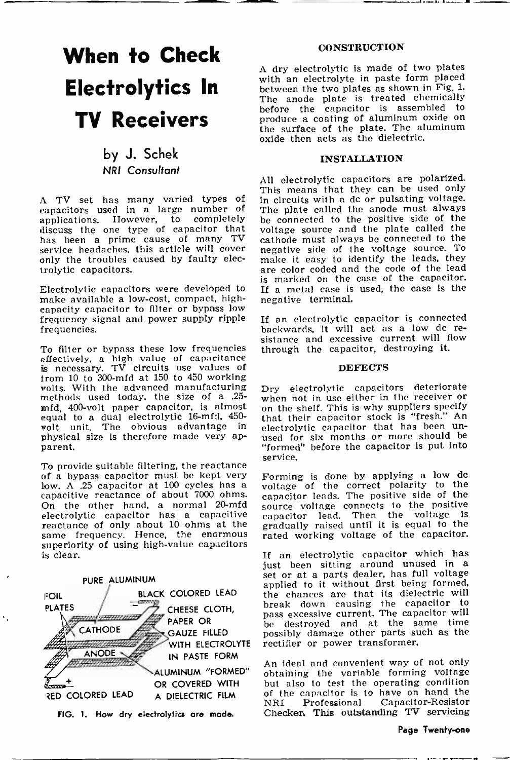# When to Check Electrolytics In TV Receivers

### by J. Schek
*NRI Consultant*

A TV set has many varied types of capacitors used in a large number of applications. However, to completely discuss the one type of capacitor that has been a prime cause of many TV service headaches, this article will cover only the troubles caused by faulty electrolytic capacitors.

Electrolytic capacitors were developed to make available a low-cost, compact, high-capacity capacitor to filter or bypass low frequency signal and power supply ripple frequencies.

To filter or bypass these low frequencies effectively, a high value of capacitance is necessary. TV circuits use values of from 10 to 300-mfd at 150 to 450 working volts. With the advanced manufacturing methods used today, the size of a .25-mfd, 400-volt paper capacitor, is almost equal to a dual electrolytic 16-mfd, 450-volt unit. The obvious advantage in physical size is therefore made very apparent.

To provide suitable filtering, the reactance of a bypass capacitor must be kept very low. A .25 capacitor at 100 cycles has a capacitive reactance of about 7000 ohms. On the other hand, a normal 20-mfd electrolytic capacitor has a capacitive reactance of only about 10 ohms at the same frequency. Hence, the enormous superiority of using high-value capacitors is clear.

PURE ALUMINUM
FOIL PLATES
BLACK COLORED LEAD
CHEESE CLOTH, PAPER OR GAUZE FILLED WITH ELECTROLYTE IN PASTE FORM
CATHODE
ANODE
ALUMINUM "FORMED" OR COVERED WITH A DIELECTRIC FILM
RED COLORED LEAD

FIG. 1. How dry electrolytics are made.

#### CONSTRUCTION

A dry electrolytic is made of two plates with an electrolyte in paste form placed between the two plates as shown in Fig. 1. The anode plate is treated chemically before the capacitor is assembled to produce a coating of aluminum oxide on the surface of the plate. The aluminum oxide then acts as the dielectric.

#### INSTALLATION

All electrolytic capacitors are polarized. This means that they can be used only in circuits with a dc or pulsating voltage. The plate called the anode must always be connected to the positive side of the voltage source and the plate called the cathode must always be connected to the negative side of the voltage source. To make it easy to identify the leads, they are color coded and the code of the lead is marked on the case of the capacitor. If a metal case is used, the case is the negative terminal.

If an electrolytic capacitor is connected backwards, it will act as a low dc resistance and excessive current will flow through the capacitor, destroying it.

#### DEFECTS

Dry electrolytic capacitors deteriorate when not in use either in the receiver or on the shelf. This is why suppliers specify that their capacitor stock is "fresh." An electrolytic capacitor that has been unused for six months or more should be "formed" before the capacitor is put into service.

Forming is done by applying a low dc voltage of the correct polarity to the capacitor leads. The positive side of the source voltage connects to the positive capacitor lead. Then the voltage is gradually raised until it is equal to the rated working voltage of the capacitor.

If an electrolytic capacitor which has just been sitting around unused in a set or at a parts dealer, has full voltage applied to it without first being formed, the chances are that its dielectric will break down causing the capacitor to pass excessive current. The capacitor will be destroyed and at the same time possibly damage other parts such as the rectifier or power transformer.

An ideal and convenient way of not only obtaining the variable forming voltage but also to test the operating condition of the capacitor is to have on hand the NRI Professional Capacitor-Resistor Checker. This outstanding TV servicing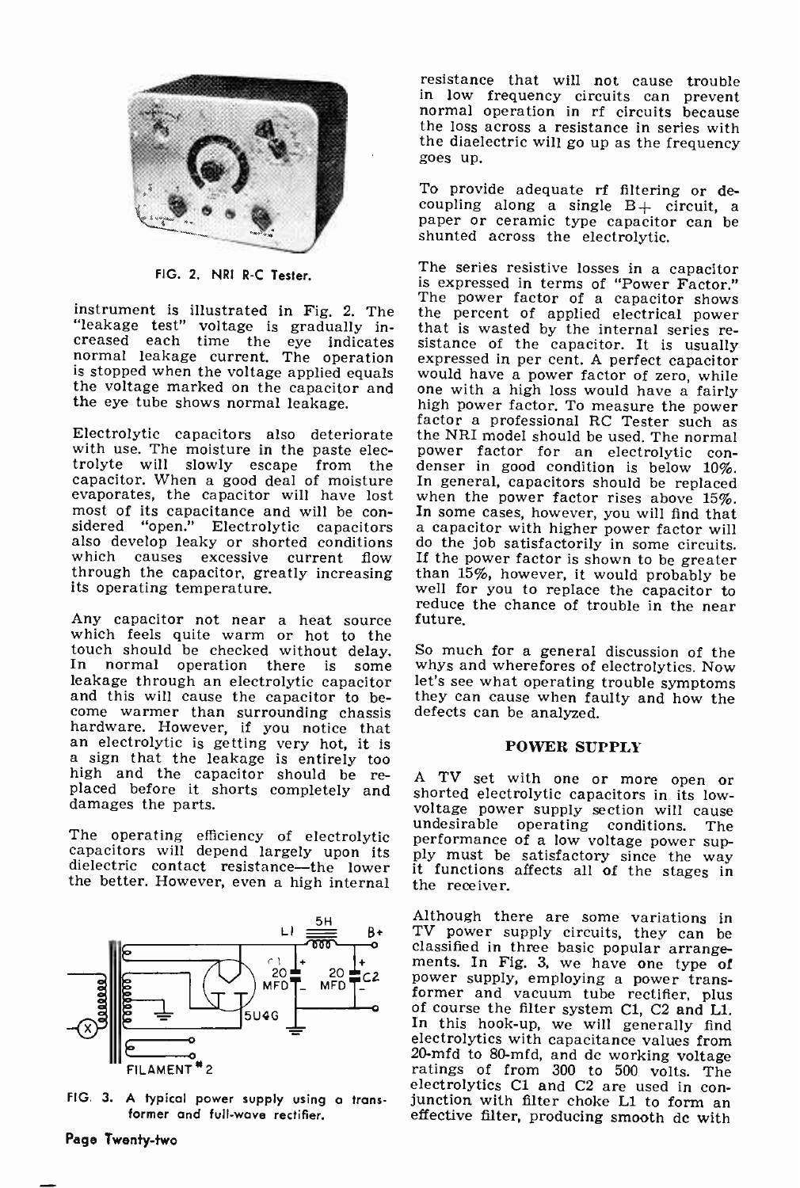FIG. 2. NRI R-C Tester.

instrument is illustrated in Fig. 2. The "leakage test" voltage is gradually increased each time the eye indicates normal leakage current. The operation is stopped when the voltage applied equals the voltage marked on the capacitor and the eye tube shows normal leakage.

Electrolytic capacitors also deteriorate with use. The moisture in the paste electrolyte will slowly escape from the capacitor. When a good deal of moisture evaporates, the capacitor will have lost most of its capacitance and will be considered "open." Electrolytic capacitors also develop leaky or shorted conditions which causes excessive current flow through the capacitor, greatly increasing its operating temperature.

Any capacitor not near a heat source which feels quite warm or hot to the touch should be checked without delay. In normal operation there is some leakage through an electrolytic capacitor and this will cause the capacitor to become warmer than surrounding chassis hardware. However, if you notice that an electrolytic is getting very hot, it is a sign that the leakage is entirely too high and the capacitor should be replaced before it shorts completely and damages the parts.

The operating efficiency of electrolytic capacitors will depend largely upon its dielectric contact resistance—the lower the better. However, even a high internal resistance that will not cause trouble in low frequency circuits can prevent normal operation in rf circuits because the loss across a resistance in series with the diaelectric will go up as the frequency goes up.

FIG. 3. A typical power supply using a transformer and full-wave rectifier.

To provide adequate rf filtering or decoupling along a single B+ circuit, a paper or ceramic type capacitor can be shunted across the electrolytic.

The series resistive losses in a capacitor is expressed in terms of "Power Factor." The power factor of a capacitor shows the percent of applied electrical power that is wasted by the internal series resistance of the capacitor. It is usually expressed in per cent. A perfect capacitor would have a power factor of zero, while one with a high loss would have a fairly high power factor. To measure the power factor a professional RC Tester such as the NRI model should be used. The normal power factor for an electrolytic condenser in good condition is below 10%. In general, capacitors should be replaced when the power factor rises above 15%. In some cases, however, you will find that a capacitor with higher power factor will do the job satisfactorily in some circuits. If the power factor is shown to be greater than 15%, however, it would probably be well for you to replace the capacitor to reduce the chance of trouble in the near future.

So much for a general discussion of the whys and wherefores of electrolytics. Now let's see what operating trouble symptoms they can cause when faulty and how the defects can be analyzed.

## POWER SUPPLY

A TV set with one or more open or shorted electrolytic capacitors in its low-voltage power supply section will cause undesirable operating conditions. The performance of a low voltage power supply must be satisfactory since the way it functions affects all of the stages in the receiver.

Although there are some variations in TV power supply circuits, they can be classified in three basic popular arrangements. In Fig. 3, we have one type of power supply, employing a power transformer and vacuum tube rectifier, plus of course the filter system C1, C2 and L1. In this hook-up, we will generally find electrolytics with capacitance values from 20-mfd to 80-mfd, and dc working voltage ratings of from 300 to 500 volts. The electrolytics C1 and C2 are used in conjunction with filter choke L1 to form an effective filter, producing smooth dc with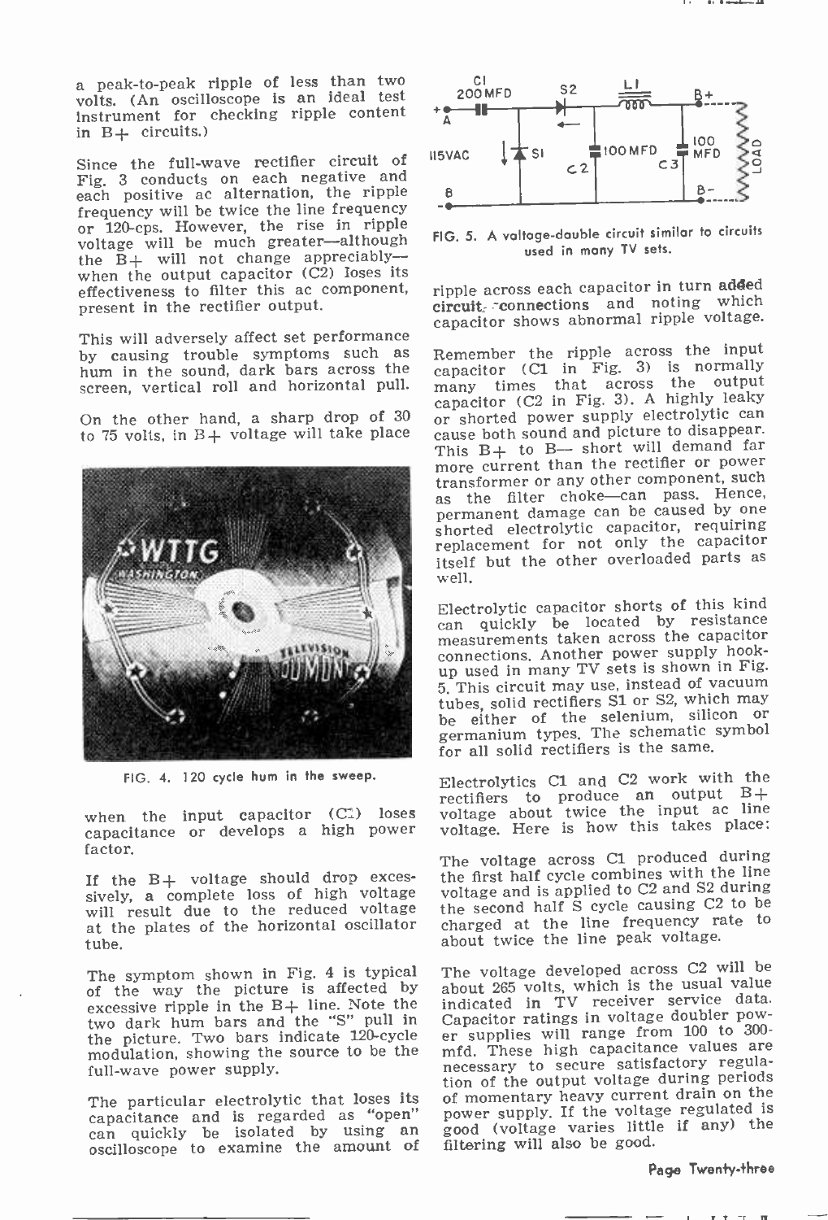a peak-to-peak ripple of less than two volts. (An oscilloscope is an ideal test instrument for checking ripple content in B+ circuits.)

Since the full-wave rectifier circuit of Fig. 3 conducts on each negative and each positive ac alternation, the ripple frequency will be twice the line frequency or 120-cps. However, the rise in ripple voltage will be much greater—although the B+ will not change appreciably—when the output capacitor (C2) loses its effectiveness to filter this ac component, present in the rectifier output.

This will adversely affect set performance by causing trouble symptoms such as hum in the sound, dark bars across the screen, vertical roll and horizontal pull.

On the other hand, a sharp drop of 30 to 75 volts, in B+ voltage will take place when the input capacitor (C1) loses capacitance or develops a high power factor.

FIG. 4. 120 cycle hum in the sweep.

If the B+ voltage should drop excessively, a complete loss of high voltage will result due to the reduced voltage at the plates of the horizontal oscillator tube.

The symptom shown in Fig. 4 is typical of the way the picture is affected by excessive ripple in the B+ line. Note the two dark hum bars and the "S" pull in the picture. Two bars indicate 120-cycle modulation, showing the source to be the full-wave power supply.

The particular electrolytic that loses its capacitance and is regarded as "open" can quickly be isolated by using an oscilloscope to examine the amount of ripple across each capacitor in turn added circuit connections and noting which capacitor shows abnormal ripple voltage.

FIG. 5. A voltage-double circuit similar to circuits used in many TV sets.

Remember the ripple across the input capacitor (C1 in Fig. 3) is normally many times that across the output capacitor (C2 in Fig. 3). A highly leaky or shorted power supply electrolytic can cause both sound and picture to disappear. This B+ to B− short will demand far more current than the rectifier or power transformer or any other component, such as the filter choke—can pass. Hence, permanent damage can be caused by one shorted electrolytic capacitor, requiring replacement for not only the capacitor itself but the other overloaded parts as well.

Electrolytic capacitor shorts of this kind can quickly be located by resistance measurements taken across the capacitor connections. Another power supply hookup used in many TV sets is shown in Fig. 5. This circuit may use, instead of vacuum tubes, solid rectifiers S1 or S2, which may be either of the selenium, silicon or germanium types. The schematic symbol for all solid rectifiers is the same.

Electrolytics C1 and C2 work with the rectifiers to produce an output B+ voltage about twice the input ac line voltage. Here is how this takes place:

The voltage across C1 produced during the first half cycle combines with the line voltage and is applied to C2 and S2 during the second half S cycle causing C2 to be charged at the line frequency rate to about twice the line peak voltage.

The voltage developed across C2 will be about 265 volts, which is the usual value indicated in TV receiver service data. Capacitor ratings in voltage doubler power supplies will range from 100 to 300-mfd. These high capacitance values are necessary to secure satisfactory regulation of the output voltage during periods of momentary heavy current drain on the power supply. If the voltage regulated is good (voltage varies little if any) the filtering will also be good.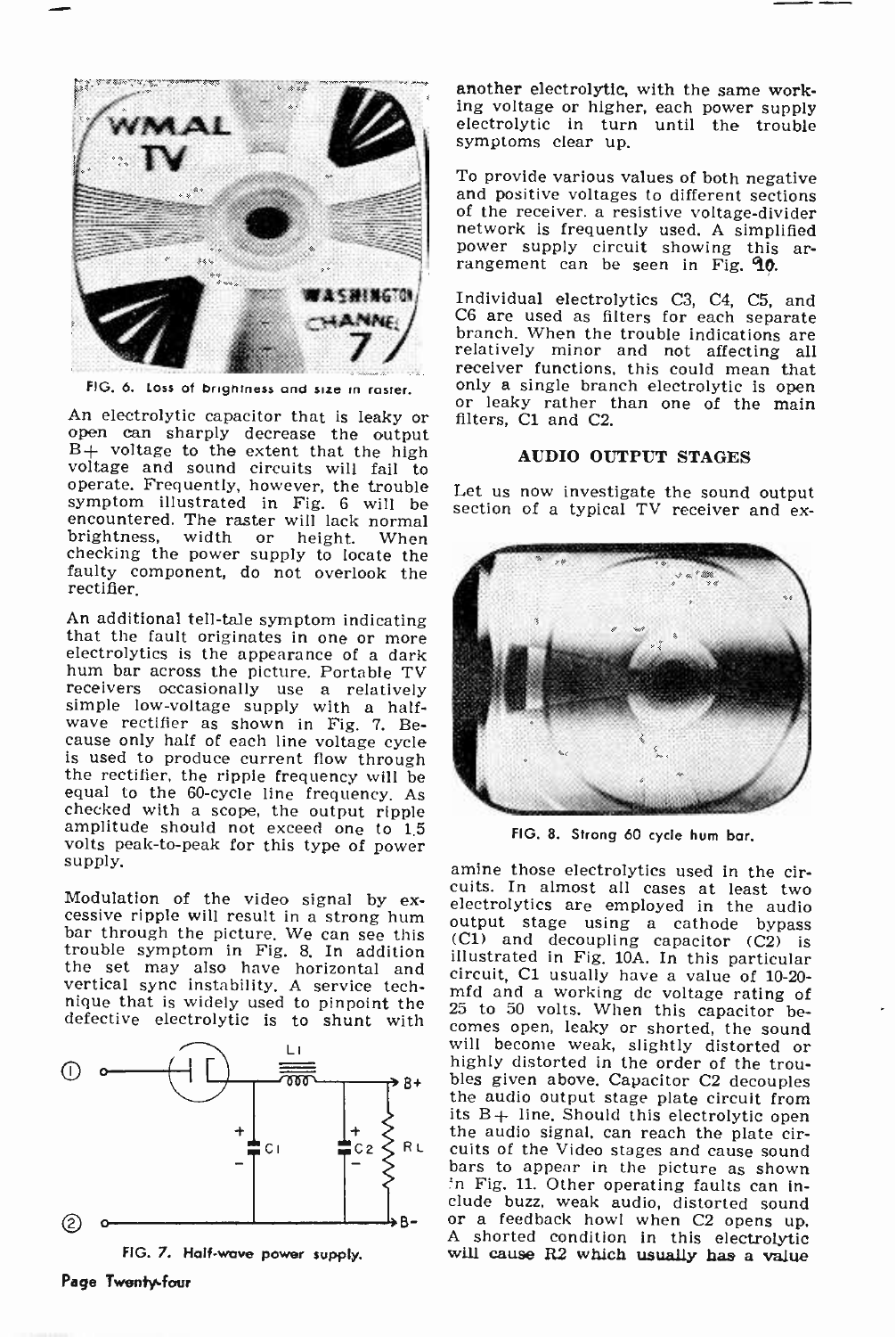FIG. 6. Loss of brightness and size in raster.

An electrolytic capacitor that is leaky or open can sharply decrease the output B+ voltage to the extent that the high voltage and sound circuits will fail to operate. Frequently, however, the trouble symptom illustrated in Fig. 6 will be encountered. The raster will lack normal brightness, width or height. When checking the power supply to locate the faulty component, do not overlook the rectifier.

An additional tell-tale symptom indicating that the fault originates in one or more electrolytics is the appearance of a dark hum bar across the picture. Portable TV receivers occasionally use a relatively simple low-voltage supply with a half-wave rectifier as shown in Fig. 7. Because only half of each line voltage cycle is used to produce current flow through the rectifier, the ripple frequency will be equal to the 60-cycle line frequency. As checked with a scope, the output ripple amplitude should not exceed one to 1.5 volts peak-to-peak for this type of power supply.

Modulation of the video signal by excessive ripple will result in a strong hum bar through the picture. We can see this trouble symptom in Fig. 8. In addition the set may also have horizontal and vertical sync instability. A service technique that is widely used to pinpoint the defective electrolytic is to shunt with another electrolytic, with the same working voltage or higher, each power supply electrolytic in turn until the trouble symptoms clear up.

FIG. 7. Half-wave power supply.

To provide various values of both negative and positive voltages to different sections of the receiver, a resistive voltage-divider network is frequently used. A simplified power supply circuit showing this arrangement can be seen in Fig. 10.

Individual electrolytics C3, C4, C5, and C6 are used as filters for each separate branch. When the trouble indications are relatively minor and not affecting all receiver functions, this could mean that only a single branch electrolytic is open or leaky rather than one of the main filters, C1 and C2.

## AUDIO OUTPUT STAGES

Let us now investigate the sound output section of a typical TV receiver and examine those electrolytics used in the circuits. In almost all cases at least two electrolytics are employed in the audio output stage using a cathode bypass (C1) and decoupling capacitor (C2) is illustrated in Fig. 10A. In this particular circuit, C1 usually have a value of 10-20-mfd and a working dc voltage rating of 25 to 50 volts. When this capacitor becomes open, leaky or shorted, the sound will become weak, slightly distorted or highly distorted in the order of the troubles given above. Capacitor C2 decouples the audio output stage plate circuit from its B+ line. Should this electrolytic open the audio signal, can reach the plate circuits of the Video stages and cause sound bars to appear in the picture as shown in Fig. 11. Other operating faults can include buzz, weak audio, distorted sound or a feedback howl when C2 opens up. A shorted condition in this electrolytic will cause R2 which usually has a value

FIG. 8. Strong 60 cycle hum bar.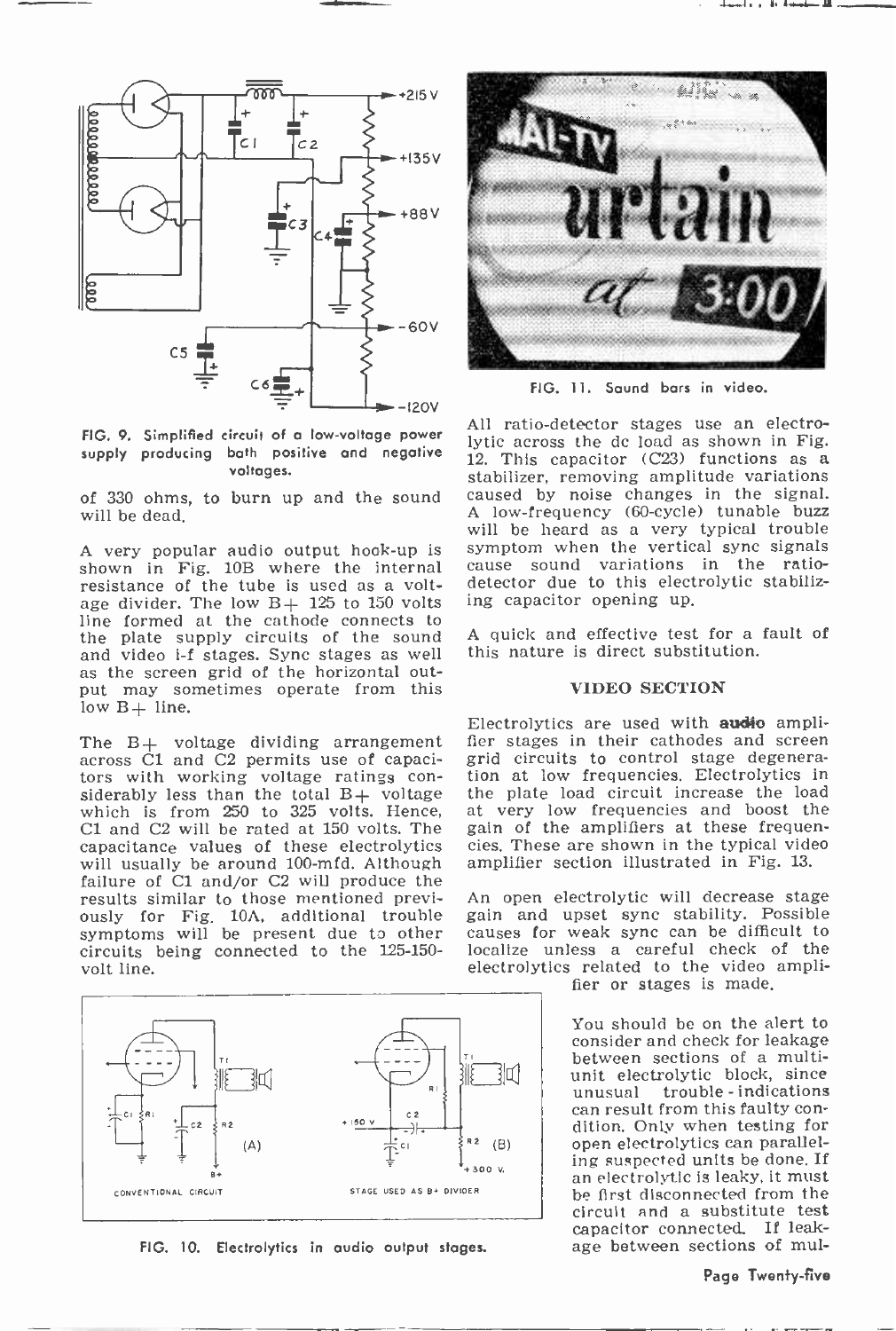FIG. 9. Simplified circuit of a low-voltage power supply producing both positive and negative voltages.

of 330 ohms, to burn up and the sound will be dead.

A very popular audio output hook-up is shown in Fig. 10B where the internal resistance of the tube is used as a voltage divider. The low B+ 125 to 150 volts line formed at the cathode connects to the plate supply circuits of the sound and video i-f stages. Sync stages as well as the screen grid of the horizontal output may sometimes operate from this low B+ line.

The B+ voltage dividing arrangement across C1 and C2 permits use of capacitors with working voltage ratings considerably less than the total B+ voltage which is from 250 to 325 volts. Hence, C1 and C2 will be rated at 150 volts. The capacitance values of these electrolytics will usually be around 100-mfd. Although failure of C1 and/or C2 will produce the results similar to those mentioned previously for Fig. 10A, additional trouble symptoms will be present due to other circuits being connected to the 125-150-volt line.

FIG. 10. Electrolytics in audio output stages.

FIG. 11. Sound bars in video.

All ratio-detector stages use an electrolytic across the dc load as shown in Fig. 12. This capacitor (C23) functions as a stabilizer, removing amplitude variations caused by noise changes in the signal. A low-frequency (60-cycle) tunable buzz will be heard as a very typical trouble symptom when the vertical sync signals cause sound variations in the ratio-detector due to this electrolytic stabilizing capacitor opening up.

A quick and effective test for a fault of this nature is direct substitution.

## VIDEO SECTION

Electrolytics are used with **audio** amplifier stages in their cathodes and screen grid circuits to control stage degeneration at low frequencies. Electrolytics in the plate load circuit increase the load at very low frequencies and boost the gain of the amplifiers at these frequencies. These are shown in the typical video amplifier section illustrated in Fig. 13.

An open electrolytic will decrease stage gain and upset sync stability. Possible causes for weak sync can be difficult to localize unless a careful check of the electrolytics related to the video amplifier or stages is made.

You should be on the alert to consider and check for leakage between sections of a multi-unit electrolytic block, since unusual trouble-indications can result from this faulty condition. Only when testing for open electrolytics can paralleling suspected units be done. If an electrolytic is leaky, it must be first disconnected from the circuit and a substitute test capacitor connected. If leakage between sections of mul-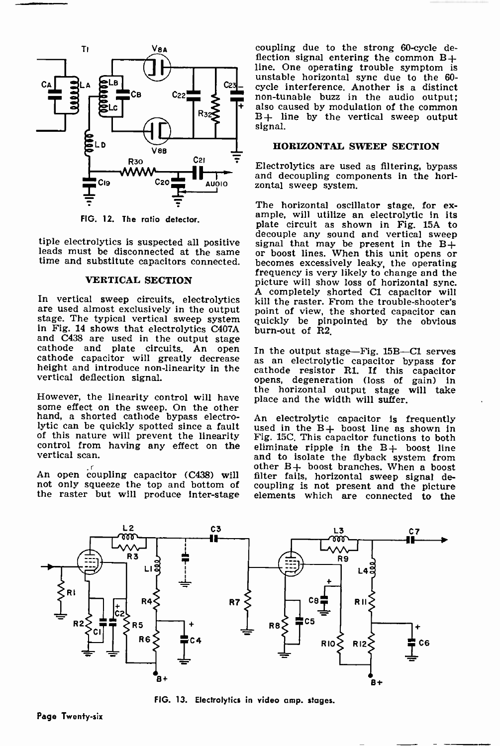FIG. 12. The ratio detector.

tiple electrolytics is suspected all positive leads must be disconnected at the same time and substitute capacitors connected.

### VERTICAL SECTION

In vertical sweep circuits, electrolytics are used almost exclusively in the output stage. The typical vertical sweep system in Fig. 14 shows that electrolytics C407A and C438 are used in the output stage cathode and plate circuits. An open cathode capacitor will greatly decrease height and introduce non-linearity in the vertical deflection signal.

However, the linearity control will have some effect on the sweep. On the other hand, a shorted cathode bypass electrolytic can be quickly spotted since a fault of this nature will prevent the linearity control from having any effect on the vertical scan.

An open coupling capacitor (C438) will not only squeeze the top and bottom of the raster but will produce inter-stage coupling due to the strong 60-cycle deflection signal entering the common B+ line. One operating trouble symptom is unstable horizontal sync due to the 60-cycle interference. Another is a distinct non-tunable buzz in the audio output; also caused by modulation of the common B+ line by the vertical sweep output signal.

### HORIZONTAL SWEEP SECTION

Electrolytics are used as filtering, bypass and decoupling components in the horizontal sweep system.

The horizontal oscillator stage, for example, will utilize an electrolytic in its plate circuit as shown in Fig. 15A to decouple any sound and vertical sweep signal that may be present in the B+ or boost lines. When this unit opens or becomes excessively leaky, the operating frequency is very likely to change and the picture will show loss of horizontal sync. A completely shorted C1 capacitor will kill the raster. From the trouble-shooter's point of view, the shorted capacitor can quickly be pinpointed by the obvious burn-out of R2.

In the output stage—Fig. 15B—C1 serves as an electrolytic capacitor bypass for cathode resistor R1. If this capacitor opens, degeneration (loss of gain) in the horizontal output stage will take place and the width will suffer.

An electrolytic capacitor is frequently used in the B+ boost line as shown in Fig. 15C. This capacitor functions to both eliminate ripple in the B+ boost line and to isolate the flyback system from other B+ boost branches. When a boost filter fails, horizontal sweep signal decoupling is not present and the picture elements which are connected to the

FIG. 13. Electrolytics in video amp. stages.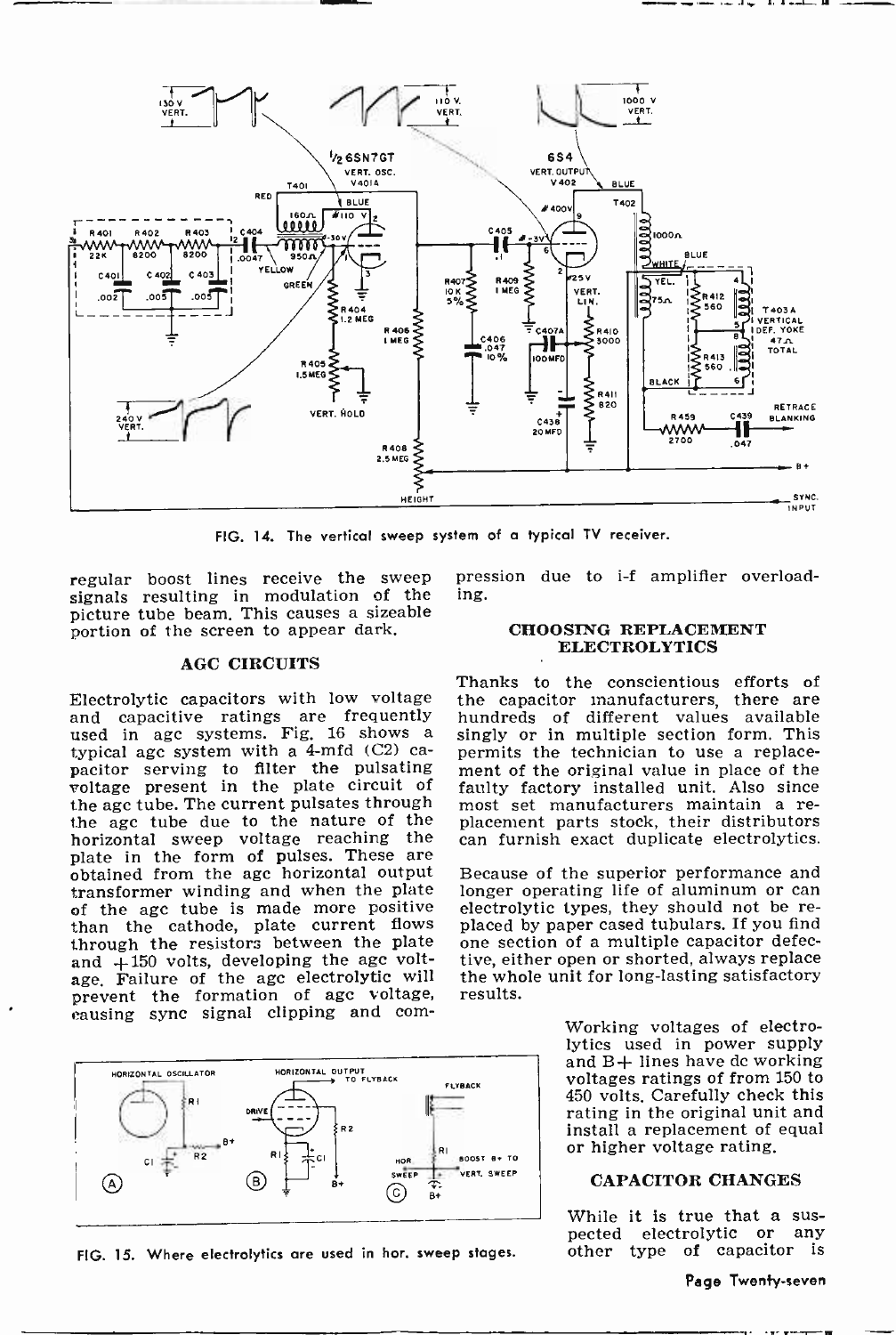FIG. 14. The vertical sweep system of a typical TV receiver.

regular boost lines receive the sweep signals resulting in modulation of the picture tube beam. This causes a sizeable portion of the screen to appear dark.

### AGC CIRCUITS

Electrolytic capacitors with low voltage and capacitive ratings are frequently used in agc systems. Fig. 16 shows a typical agc system with a 4-mfd (C2) capacitor serving to filter the pulsating voltage present in the plate circuit of the agc tube. The current pulsates through the agc tube due to the nature of the horizontal sweep voltage reaching the plate in the form of pulses. These are obtained from the agc horizontal output transformer winding and when the plate of the agc tube is made more positive than the cathode, plate current flows through the resistors between the plate and +150 volts, developing the agc voltage. Failure of the agc electrolytic will prevent the formation of agc voltage, causing sync signal clipping and compression due to i-f amplifier overloading.

### CHOOSING REPLACEMENT ELECTROLYTICS

Thanks to the conscientious efforts of the capacitor manufacturers, there are hundreds of different values available singly or in multiple section form. This permits the technician to use a replacement of the original value in place of the faulty factory installed unit. Also since most set manufacturers maintain a replacement parts stock, their distributors can furnish exact duplicate electrolytics.

Because of the superior performance and longer operating life of aluminum or can electrolytic types, they should not be replaced by paper cased tubulars. If you find one section of a multiple capacitor defective, either open or shorted, always replace the whole unit for long-lasting satisfactory results.

FIG. 15. Where electrolytics are used in hor. sweep stages.

Working voltages of electrolytics used in power supply and B+ lines have dc working voltages ratings of from 150 to 450 volts. Carefully check this rating in the original unit and install a replacement of equal or higher voltage rating.

### CAPACITOR CHANGES

While it is true that a suspected electrolytic or any other type of capacitor is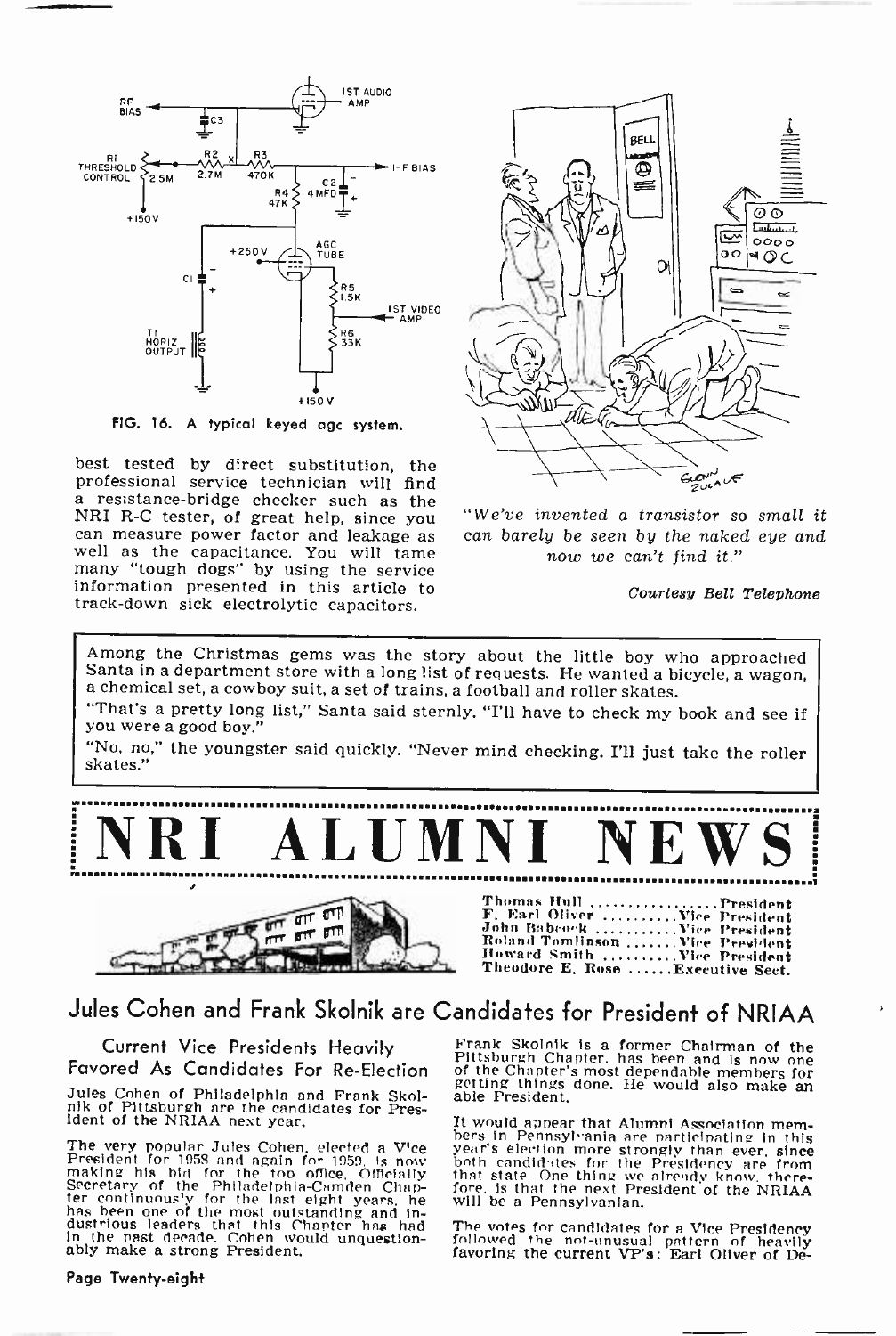FIG. 16. A typical keyed agc system.

best tested by direct substitution, the professional service technician will find a resistance-bridge checker such as the NRI R-C tester, of great help, since you can measure power factor and leakage as well as the capacitance. You will tame many "tough dogs" by using the service information presented in this article to track-down sick electrolytic capacitors.

*"We've invented a transistor so small it can barely be seen by the naked eye and now we can't find it."*

*Courtesy Bell Telephone*

Among the Christmas gems was the story about the little boy who approached Santa in a department store with a long list of requests. He wanted a bicycle, a wagon, a chemical set, a cowboy suit, a set of trains, a football and roller skates.

"That's a pretty long list," Santa said sternly. "I'll have to check my book and see if you were a good boy."

"No, no," the youngster said quickly. "Never mind checking. I'll just take the roller skates."

# NRI ALUMNI NEWS

**Thomas Hull** ................ **President**
**F. Earl Oliver** .......... **Vice President**
**John Babcock** ........... **Vice President**
**Roland Tomlinson** ....... **Vice President**
**Howard Smith** .......... **Vice President**
**Theodore E. Rose** ...... **Executive Sect.**

## Jules Cohen and Frank Skolnik are Candidates for President of NRIAA

### Current Vice Presidents Heavily Favored As Candidates For Re-Election

Jules Cohen of Philadelphia and Frank Skolnik of Pittsburgh are the candidates for President of the NRIAA next year.

The very popular Jules Cohen, elected a Vice President for 1958 and again for 1959, is now making his bid for the top office. Officially Secretary of the Philadelphia-Camden Chapter continuously for the last eight years, he has been one of the most outstanding and industrious leaders that this Chapter has had in the past decade. Cohen would unquestionably make a strong President.

Frank Skolnik is a former Chairman of the Pittsburgh Chapter, has been and is now one of the Chapter's most dependable members for getting things done. He would also make an able President.

It would appear that Alumni Association members in Pennsylvania are participating in this year's election more strongly than ever, since both candidates for the Presidency are from that state. One thing we already know, therefore, is that the next President of the NRIAA will be a Pennsylvanian.

The votes for candidates for a Vice Presidency followed the not-unusual pattern of heavily favoring the current VP's: Earl Oliver of De-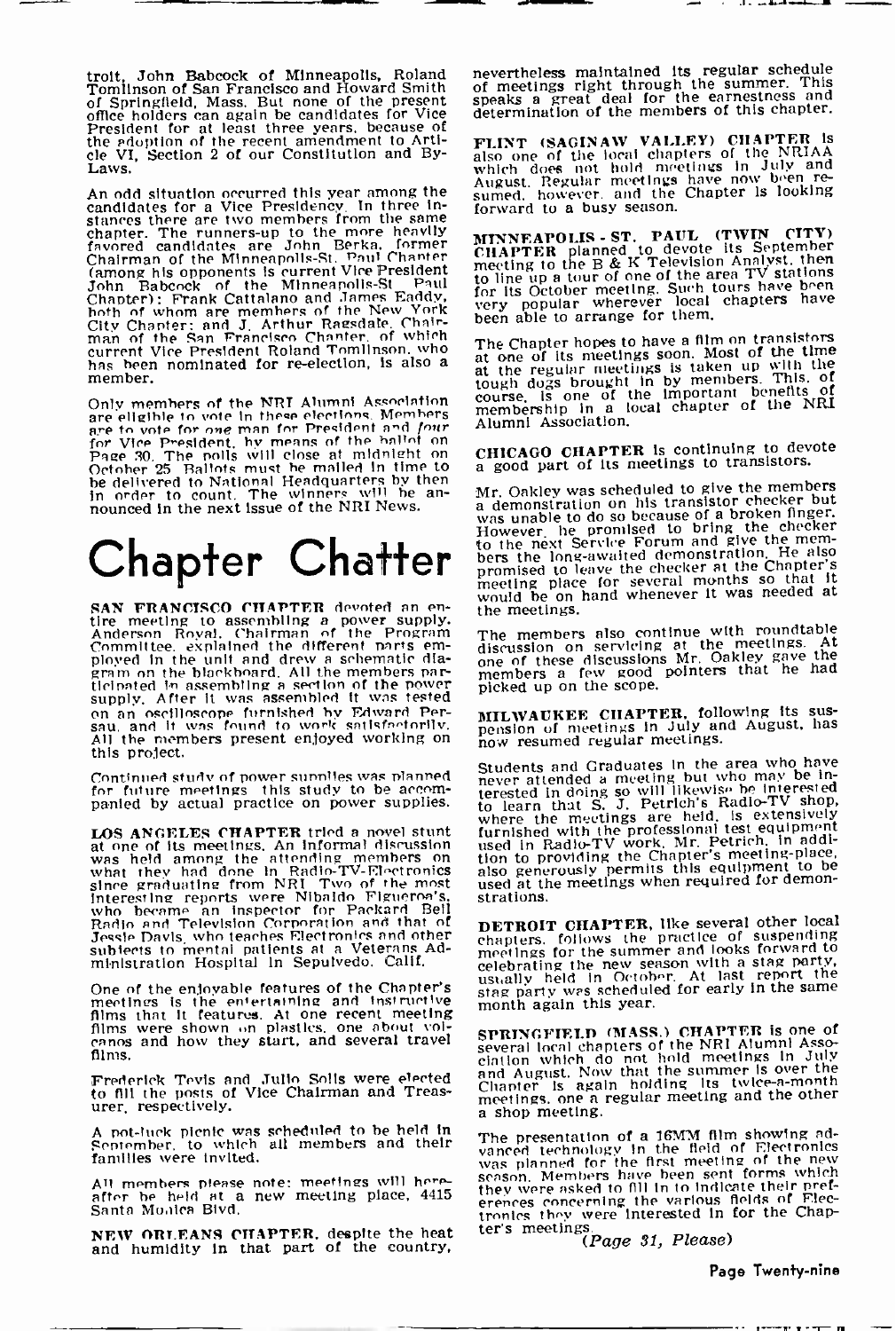troit, John Babcock of Minneapolis, Roland Tomlinson of San Francisco and Howard Smith of Springfield, Mass. But none of the present office holders can again be candidates for Vice President for at least three years, because of the adoption of the recent amendment to Article VI, Section 2 of our Constitution and By-Laws.

An odd situation occurred this year among the candidates for a Vice Presidency. In three instances there are two members from the same chapter. The runners-up to the more heavily favored candidates are John Berka, former Chairman of the Minneapolis-St. Paul Chapter (among his opponents is current Vice President John Babcock of the Minneapolis-St. Paul Chapter); Frank Cattalano and James Eaddy, both of whom are members of the New York City Chapter; and J. Arthur Ragsdale, Chairman of the San Francisco Chapter, of which current Vice President Roland Tomlinson, who has been nominated for re-election, is also a member.

Only members of the NRI Alumni Association are eligible to vote in these elections. Members are to vote for *one* man for President and *four* for Vice President, by means of the ballot on Page 30. The polls will close at midnight on October 25. Ballots must be mailed in time to be delivered to National Headquarters by then in order to count. The winners will be announced in the next issue of the NRI News.

# Chapter Chatter

**SAN FRANCISCO CHAPTER** devoted an entire meeting to assembling a power supply. Anderson Royal, Chairman of the Program Committee, explained the different parts employed in the unit and drew a schematic diagram on the blackboard. All the members participated in assembling a section of the power supply. After it was assembled it was tested on an oscilloscope furnished by Edward Persau, and it was found to work satisfactorily. All the members present enjoyed working on this project.

Continued study of power supplies was planned for future meetings, this study to be accompanied by actual practice on power supplies.

**LOS ANGELES CHAPTER** tried a novel stunt at one of its meetings. An informal discussion was held among the attending members on what they had done in Radio-TV-Electronics since graduating from NRI. Two of the most interesting reports were Nibaldo Figueroa's, who became an inspector for Packard Bell Radio and Television Corporation and that of Jessie Davis, who teaches Electronics and other subjects to mental patients at a Veterans Administration Hospital in Sepulvedo, Calif.

One of the enjoyable features of the Chapter's meetings is the entertaining and instructive films that it features. At one recent meeting films were shown on plastics, one about volcanos and how they start, and several travel films.

Frederick Tevis and Julio Solis were elected to fill the posts of Vice Chairman and Treasurer, respectively.

A pot-luck picnic was scheduled to be held in September, to which all members and their families were invited.

All members please note: meetings will hereafter be held at a new meeting place, 4415 Santa Monica Blvd.

**NEW ORLEANS CHAPTER**, despite the heat and humidity in that part of the country, nevertheless maintained its regular schedule of meetings right through the summer. This speaks a great deal for the earnestness and determination of the members of this chapter.

**FLINT (SAGINAW VALLEY) CHAPTER** is also one of the local chapters of the NRIAA which does not hold meetings in July and August. Regular meetings have now been resumed, however, and the Chapter is looking forward to a busy season.

**MINNEAPOLIS - ST. PAUL (TWIN CITY) CHAPTER** planned to devote its September meeting to the B & K Television Analyst, then to line up a tour of one of the area TV stations for its October meeting. Such tours have been very popular wherever local chapters have been able to arrange for them.

The Chapter hopes to have a film on transistors at one of its meetings soon. Most of the time at the regular meetings is taken up with the tough dogs brought in by members. This, of course, is one of the important benefits of membership in a local chapter of the NRI Alumni Association.

**CHICAGO CHAPTER** is continuing to devote a good part of its meetings to transistors.

Mr. Oakley was scheduled to give the members a demonstration on his transistor checker but was unable to do so because of a broken finger. However, he promised to bring the checker to the next Service Forum and give the members the long-awaited demonstration. He also promised to leave the checker at the Chapter's meeting place for several months so that it would be on hand whenever it was needed at the meetings.

The members also continue with roundtable discussion on servicing at the meetings. At one of these discussions Mr. Oakley gave the members a few good pointers that he had picked up on the scope.

**MILWAUKEE CHAPTER**, following its suspension of meetings in July and August, has now resumed regular meetings.

Students and Graduates in the area who have never attended a meeting but who may be interested in doing so will likewise be interested to learn that S. J. Petrich's Radio-TV shop, where the meetings are held, is extensively furnished with the professional test equipment used in Radio-TV work. Mr. Petrich, in addition to providing the Chapter's meeting-place, also generously permits this equipment to be used at the meetings when required for demonstrations.

**DETROIT CHAPTER**, like several other local chapters, follows the practice of suspending meetings for the summer and looks forward to celebrating the new season with a stag party, usually held in October. At last report the stag party was scheduled for early in the same month again this year.

**SPRINGFIELD (MASS.) CHAPTER** is one of several local chapters of the NRI Alumni Association which do not hold meetings in July and August. Now that the summer is over the Chapter is again holding its twice-a-month meetings, one a regular meeting and the other a shop meeting.

The presentation of a 16MM film showing advanced technology in the field of Electronics was planned for the first meeting of the new season. Members have been sent forms which they were asked to fill in to indicate their preferences concerning the various fields of Electronics they were interested in for the Chapter's meetings.

*(Page 31, Please)*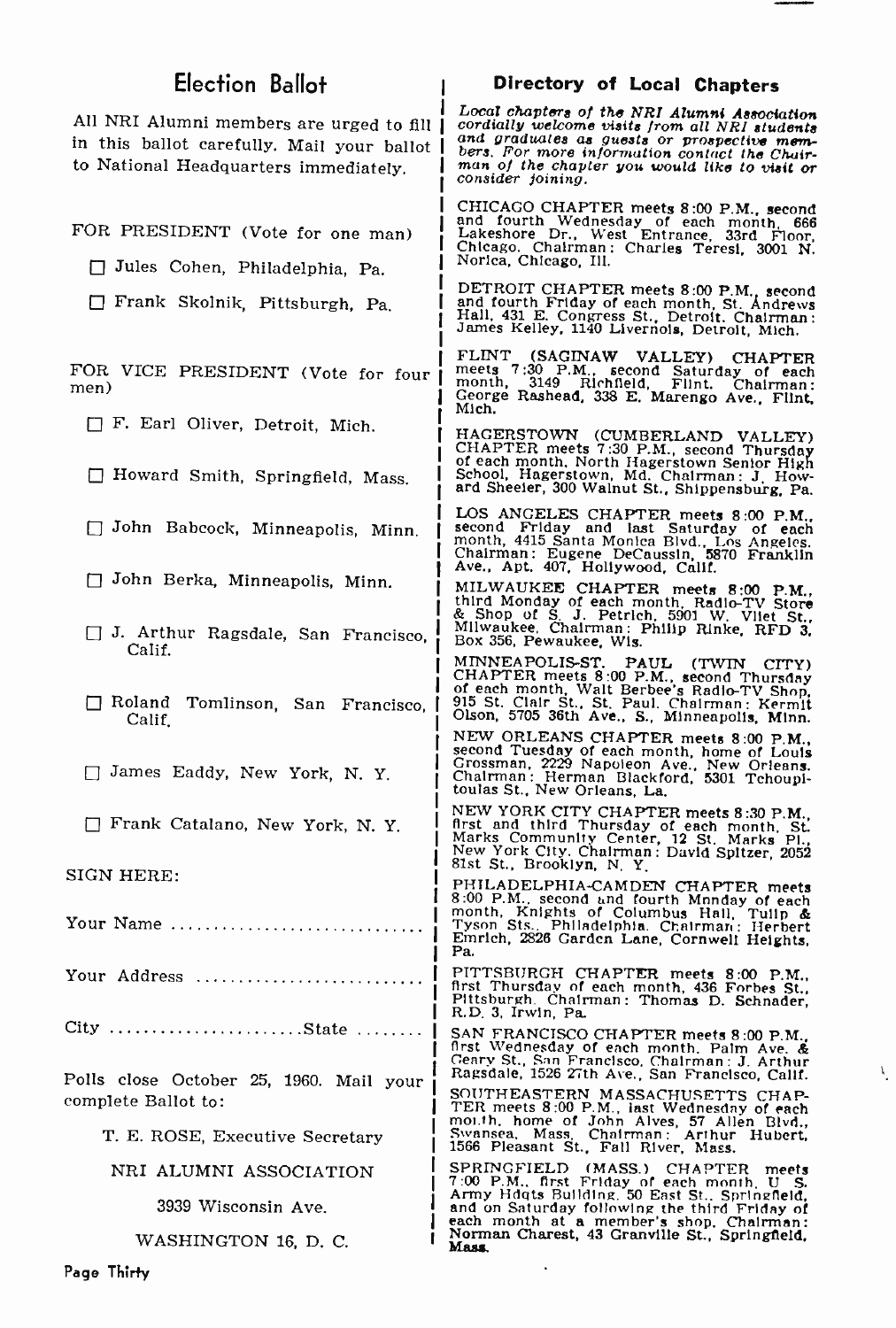## Election Ballot

All NRI Alumni members are urged to fill in this ballot carefully. Mail your ballot to National Headquarters immediately.

FOR PRESIDENT (Vote for one man)

- ☐ Jules Cohen, Philadelphia, Pa.
- ☐ Frank Skolnik, Pittsburgh, Pa.

FOR VICE PRESIDENT (Vote for four men)

- ☐ F. Earl Oliver, Detroit, Mich.
- ☐ Howard Smith, Springfield, Mass.
- ☐ John Babcock, Minneapolis, Minn.
- ☐ John Berka, Minneapolis, Minn.
- ☐ J. Arthur Ragsdale, San Francisco, Calif.
- ☐ Roland Tomlinson, San Francisco, Calif.
- ☐ James Eaddy, New York, N. Y.
- ☐ Frank Catalano, New York, N. Y.

SIGN HERE:

Your Name ..............................

Your Address ..........................

City ......................State ........

Polls close October 25, 1960. Mail your complete Ballot to:

T. E. ROSE, Executive Secretary

NRI ALUMNI ASSOCIATION

3939 Wisconsin Ave.

WASHINGTON 16, D. C.

## Directory of Local Chapters

*Local chapters of the NRI Alumni Association cordially welcome visits from all NRI students and graduates as guests or prospective members. For more information contact the Chairman of the chapter you would like to visit or consider joining.*

CHICAGO CHAPTER meets 8:00 P.M., second and fourth Wednesday of each month, 666 Lakeshore Dr., West Entrance, 33rd Floor, Chicago. Chairman: Charles Teresi, 3001 N. Norica, Chicago, Ill.

DETROIT CHAPTER meets 8:00 P.M., second and fourth Friday of each month, St. Andrews Hall, 431 E. Congress St., Detroit. Chairman: James Kelley, 1140 Livernois, Detroit, Mich.

FLINT (SAGINAW VALLEY) CHAPTER meets 7:30 P.M., second Saturday of each month, 3149 Richfield, Flint. Chairman: George Rashead, 338 E. Marengo Ave., Flint, Mich.

HAGERSTOWN (CUMBERLAND VALLEY) CHAPTER meets 7:30 P.M., second Thursday of each month, North Hagerstown Senior High School, Hagerstown, Md. Chairman: J. Howard Sheeler, 300 Walnut St., Shippensburg, Pa.

LOS ANGELES CHAPTER meets 8:00 P.M., second Friday and last Saturday of each month, 4415 Santa Monica Blvd., Los Angeles. Chairman: Eugene DeCaussin, 5870 Franklin Ave., Apt. 407, Hollywood, Calif.

MILWAUKEE CHAPTER meets 8:00 P.M., third Monday of each month, Radio-TV Store & Shop of S. J. Petrich, 5901 W. Vliet St., Milwaukee. Chairman: Philip Rinke, RFD 3, Box 356, Pewaukee, Wis.

MINNEAPOLIS-ST. PAUL (TWIN CITY) CHAPTER meets 8:00 P.M., second Thursday of each month, Walt Berbee's Radio-TV Shop, 915 St. Clair St., St. Paul. Chairman: Kermit Olson, 5705 36th Ave., S., Minneapolis, Minn.

NEW ORLEANS CHAPTER meets 8:00 P.M., second Tuesday of each month, home of Louis Grossman, 2229 Napoleon Ave., New Orleans. Chairman: Herman Blackford, 5301 Tchoupitoulas St., New Orleans, La.

NEW YORK CITY CHAPTER meets 8:30 P.M., first and third Thursday of each month, St. Marks Community Center, 12 St. Marks Pl., New York City. Chairman: David Spitzer, 2052 81st St., Brooklyn, N. Y.

PHILADELPHIA-CAMDEN CHAPTER meets 8:00 P.M., second and fourth Monday of each month, Knights of Columbus Hall, Tulip & Tyson Sts., Philadelphia. Chairman: Herbert Emrich, 2826 Garden Lane, Cornwell Heights, Pa.

PITTSBURGH CHAPTER meets 8:00 P.M., first Thursday of each month, 436 Forbes St., Pittsburgh. Chairman: Thomas D. Schnader, R.D. 3, Irwin, Pa.

SAN FRANCISCO CHAPTER meets 8:00 P.M., first Wednesday of each month, Palm Ave. & Geary St., San Francisco. Chairman: J. Arthur Ragsdale, 1526 27th Ave., San Francisco, Calif.

SOUTHEASTERN MASSACHUSETTS CHAPTER meets 8:00 P.M., last Wednesday of each month, home of John Alves, 57 Allen Blvd., Swansea, Mass. Chairman: Arthur Hubert, 1566 Pleasant St., Fall River, Mass.

SPRINGFIELD (MASS.) CHAPTER meets 7:00 P.M., first Friday of each month, U. S. Army Hdqts Building, 50 East St., Springfield, and on Saturday following the third Friday of each month at a member's shop. Chairman: Norman Charest, 43 Granville St., Springfield, Mass.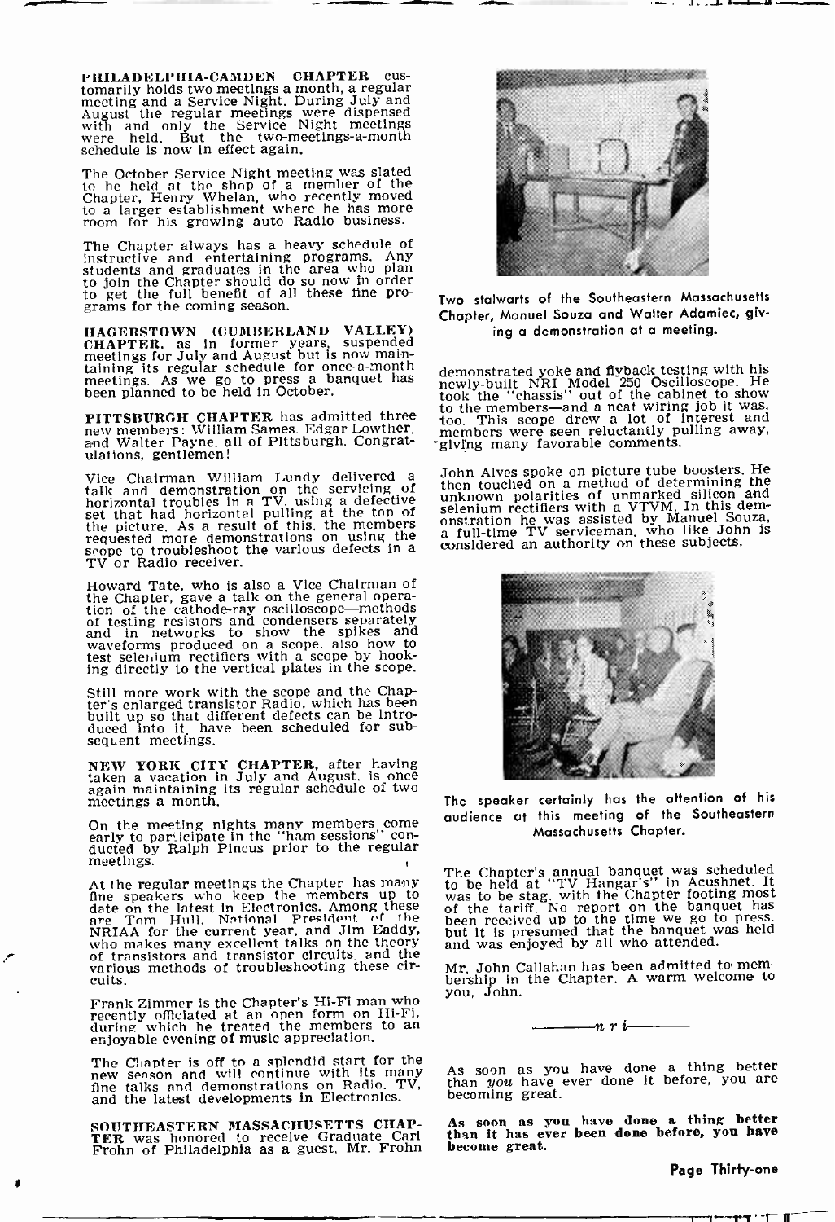**PHILADELPHIA-CAMDEN CHAPTER** customarily holds two meetings a month, a regular meeting and a Service Night. During July and August the regular meetings were dispensed with and only the Service Night meetings were held. But the two-meetings-a-month schedule is now in effect again.

The October Service Night meeting was slated to be held at the shop of a member of the Chapter, Henry Whelan, who recently moved to a larger establishment where he has more room for his growing auto Radio business.

The Chapter always has a heavy schedule of instructive and entertaining programs. Any students and graduates in the area who plan to join the Chapter should do so now in order to get the full benefit of all these fine programs for the coming season.

**HAGERSTOWN (CUMBERLAND VALLEY) CHAPTER**, as in former years, suspended meetings for July and August but is now maintaining its regular schedule for once-a-month meetings. As we go to press a banquet has been planned to be held in October.

**PITTSBURGH CHAPTER** has admitted three new members: William Sames, Edgar Lowther, and Walter Payne, all of Pittsburgh. Congratulations, gentlemen!

Vice Chairman William Lundy delivered a talk and demonstration on the servicing of horizontal troubles in a TV, using a defective set that had horizontal pulling at the top of the picture. As a result of this, the members requested more demonstrations on using the scope to troubleshoot the various defects in a TV or Radio receiver.

Howard Tate, who is also a Vice Chairman of the Chapter, gave a talk on the general operation of the cathode-ray oscilloscope—methods of testing resistors and condensers separately and in networks to show the spikes and waveforms produced on a scope, also how to test selenium rectifiers with a scope by hooking directly to the vertical plates in the scope.

Still more work with the scope and the Chapter's enlarged transistor Radio, which has been built up so that different defects can be introduced into it, have been scheduled for subsequent meetings.

**NEW YORK CITY CHAPTER**, after having taken a vacation in July and August, is once again maintaining its regular schedule of two meetings a month.

On the meeting nights many members come early to participate in the "ham sessions" conducted by Ralph Pincus prior to the regular meetings.

At the regular meetings the Chapter has many fine speakers who keep the members up to date on the latest in Electronics. Among these are Tom Hull, National President of the NRIAA for the current year, and Jim Eaddy, who makes many excellent talks on the theory of transistors and transistor circuits and the various methods of troubleshooting these circuits.

Frank Zimmer is the Chapter's Hi-Fi man who recently officiated at an open form on Hi-Fi, during which he treated the members to an enjoyable evening of music appreciation.

The Chapter is off to a splendid start for the new season and will continue with its many fine talks and demonstrations on Radio, TV, and the latest developments in Electronics.

**SOUTHEASTERN MASSACHUSETTS CHAPTER** was honored to receive Graduate Carl Frohn of Philadelphia as a guest. Mr. Frohn demonstrated yoke and flyback testing with his newly-built NRI Model 250 Oscilloscope. He took the "chassis" out of the cabinet to show to the members—and a neat wiring job it was, too. This scope drew a lot of interest and members were seen reluctantly pulling away, giving many favorable comments.

Two stalwarts of the Southeastern Massachusetts Chapter, Manuel Souza and Walter Adamiec, giving a demonstration at a meeting.

John Alves spoke on picture tube boosters. He then touched on a method of determining the unknown polarities of unmarked silicon and selenium rectifiers with a VTVM. In this demonstration he was assisted by Manuel Souza, a full-time TV serviceman, who like John is considered an authority on these subjects.

The speaker certainly has the attention of his audience at this meeting of the Southeastern Massachusetts Chapter.

The Chapter's annual banquet was scheduled to be held at "TV Hangar's" in Acushnet. It was to be stag, with the Chapter footing most of the tariff. No report on the banquet has been received up to the time we go to press, but it is presumed that the banquet was held and was enjoyed by all who attended.

Mr. John Callahan has been admitted to membership in the Chapter. A warm welcome to you, John.

———n r i———

As soon as you have done a thing better than *you* have ever done it before, you are becoming great.

**As soon as you have done a thing better than it has ever been done before, you have become great.**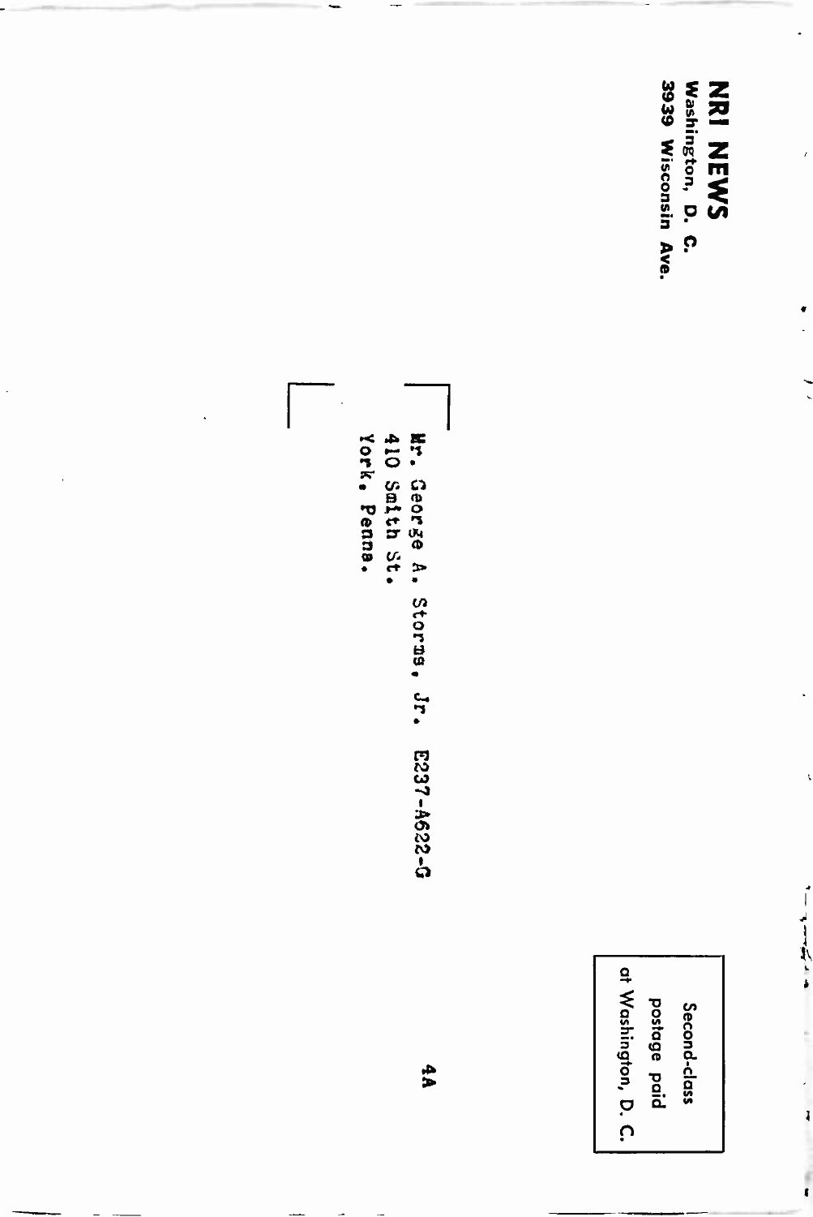**NRI NEWS**
Washington, D. C.
3939 Wisconsin Ave.

Second-class
postage paid
at Washington, D. C.

Mr. George A. Storms, Jr. E237-A622-G
410 Smith St.
York, Penna.

4A